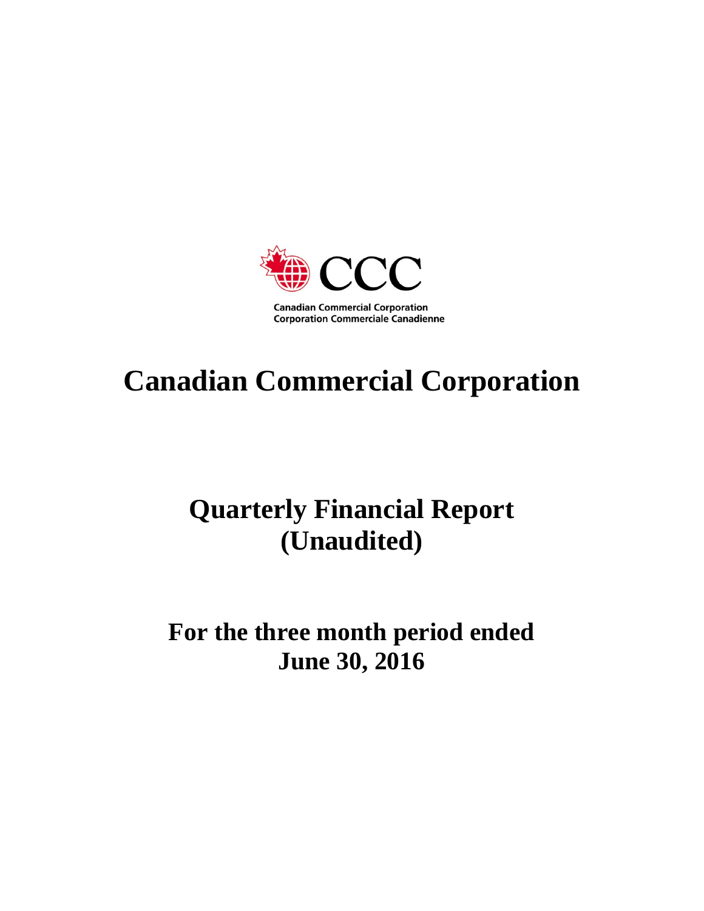CCC

Canadian Commercial Corporation
Corporation Commerciale Canadienne

# Canadian Commercial Corporation

# Quarterly Financial Report (Unaudited)

## For the three month period ended June 30, 2016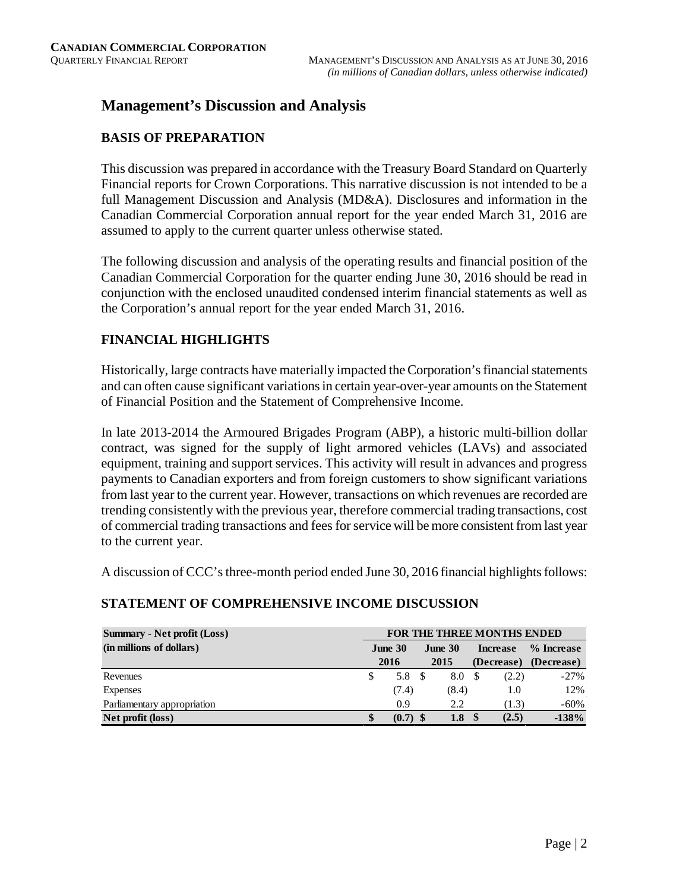# Management's Discussion and Analysis

## BASIS OF PREPARATION

This discussion was prepared in accordance with the Treasury Board Standard on Quarterly Financial reports for Crown Corporations. This narrative discussion is not intended to be a full Management Discussion and Analysis (MD&A). Disclosures and information in the Canadian Commercial Corporation annual report for the year ended March 31, 2016 are assumed to apply to the current quarter unless otherwise stated.

The following discussion and analysis of the operating results and financial position of the Canadian Commercial Corporation for the quarter ending June 30, 2016 should be read in conjunction with the enclosed unaudited condensed interim financial statements as well as the Corporation's annual report for the year ended March 31, 2016.

## FINANCIAL HIGHLIGHTS

Historically, large contracts have materially impacted the Corporation's financial statements and can often cause significant variations in certain year-over-year amounts on the Statement of Financial Position and the Statement of Comprehensive Income.

In late 2013-2014 the Armoured Brigades Program (ABP), a historic multi-billion dollar contract, was signed for the supply of light armored vehicles (LAVs) and associated equipment, training and support services. This activity will result in advances and progress payments to Canadian exporters and from foreign customers to show significant variations from last year to the current year. However, transactions on which revenues are recorded are trending consistently with the previous year, therefore commercial trading transactions, cost of commercial trading transactions and fees for service will be more consistent from last year to the current year.

A discussion of CCC's three-month period ended June 30, 2016 financial highlights follows:

## STATEMENT OF COMPREHENSIVE INCOME DISCUSSION

| **Summary - Net profit (Loss)** | **FOR THE THREE MONTHS ENDED** | | | |
|---|---|---|---|---|
| **(in millions of dollars)** | **June 30 2016** | **June 30 2015** | **Increase (Decrease)** | **% Increase (Decrease)** |
| Revenues | $ 5.8 | $ 8.0 | $ (2.2) | -27% |
| Expenses | (7.4) | (8.4) | 1.0 | 12% |
| Parliamentary appropriation | 0.9 | 2.2 | (1.3) | -60% |
| **Net profit (loss)** | **$ (0.7)** | **$ 1.8** | **$ (2.5)** | **-138%** |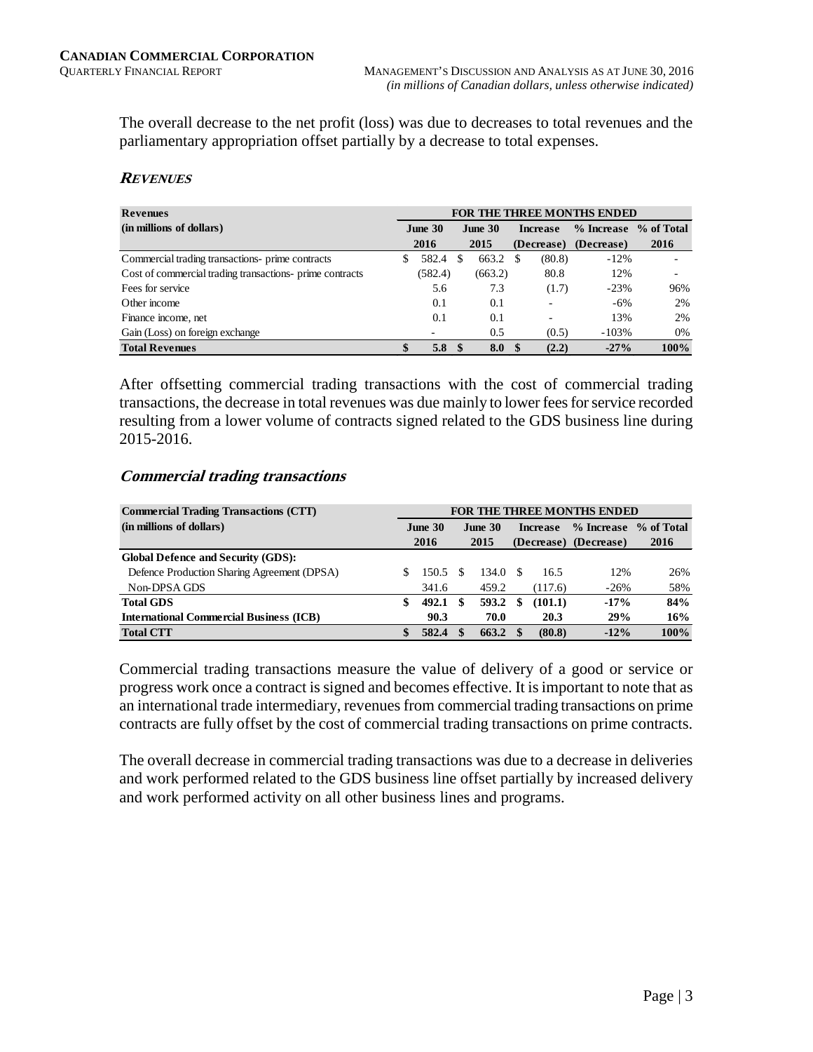The overall decrease to the net profit (loss) was due to decreases to total revenues and the parliamentary appropriation offset partially by a decrease to total expenses.

### ***Revenues***

| **Revenues** | **FOR THE THREE MONTHS ENDED** | | | | |
|---|---|---|---|---|---|
| **(in millions of dollars)** | **June 30 2016** | **June 30 2015** | **Increase (Decrease)** | **% Increase (Decrease)** | **% of Total 2016** |
| Commercial trading transactions- prime contracts | $ 582.4 | $ 663.2 | $ (80.8) | -12% | - |
| Cost of commercial trading transactions- prime contracts | (582.4) | (663.2) | 80.8 | 12% | - |
| Fees for service | 5.6 | 7.3 | (1.7) | -23% | 96% |
| Other income | 0.1 | 0.1 | - | -6% | 2% |
| Finance income, net | 0.1 | 0.1 | - | 13% | 2% |
| Gain (Loss) on foreign exchange | - | 0.5 | (0.5) | -103% | 0% |
| **Total Revenues** | **$ 5.8** | **$ 8.0** | **$ (2.2)** | **-27%** | **100%** |

After offsetting commercial trading transactions with the cost of commercial trading transactions, the decrease in total revenues was due mainly to lower fees for service recorded resulting from a lower volume of contracts signed related to the GDS business line during 2015-2016.

### ***Commercial trading transactions***

| **Commercial Trading Transactions (CTT)** | **FOR THE THREE MONTHS ENDED** | | | | |
|---|---|---|---|---|---|
| **(in millions of dollars)** | **June 30 2016** | **June 30 2015** | **Increase (Decrease)** | **% Increase (Decrease)** | **% of Total 2016** |
| **Global Defence and Security (GDS):** | | | | | |
| Defence Production Sharing Agreement (DPSA) | $ 150.5 | $ 134.0 | $ 16.5 | 12% | 26% |
| Non-DPSA GDS | 341.6 | 459.2 | (117.6) | -26% | 58% |
| **Total GDS** | **$ 492.1** | **$ 593.2** | **$ (101.1)** | **-17%** | **84%** |
| **International Commercial Business (ICB)** | **90.3** | **70.0** | **20.3** | **29%** | **16%** |
| **Total CTT** | **$ 582.4** | **$ 663.2** | **$ (80.8)** | **-12%** | **100%** |

Commercial trading transactions measure the value of delivery of a good or service or progress work once a contract is signed and becomes effective. It is important to note that as an international trade intermediary, revenues from commercial trading transactions on prime contracts are fully offset by the cost of commercial trading transactions on prime contracts.

The overall decrease in commercial trading transactions was due to a decrease in deliveries and work performed related to the GDS business line offset partially by increased delivery and work performed activity on all other business lines and programs.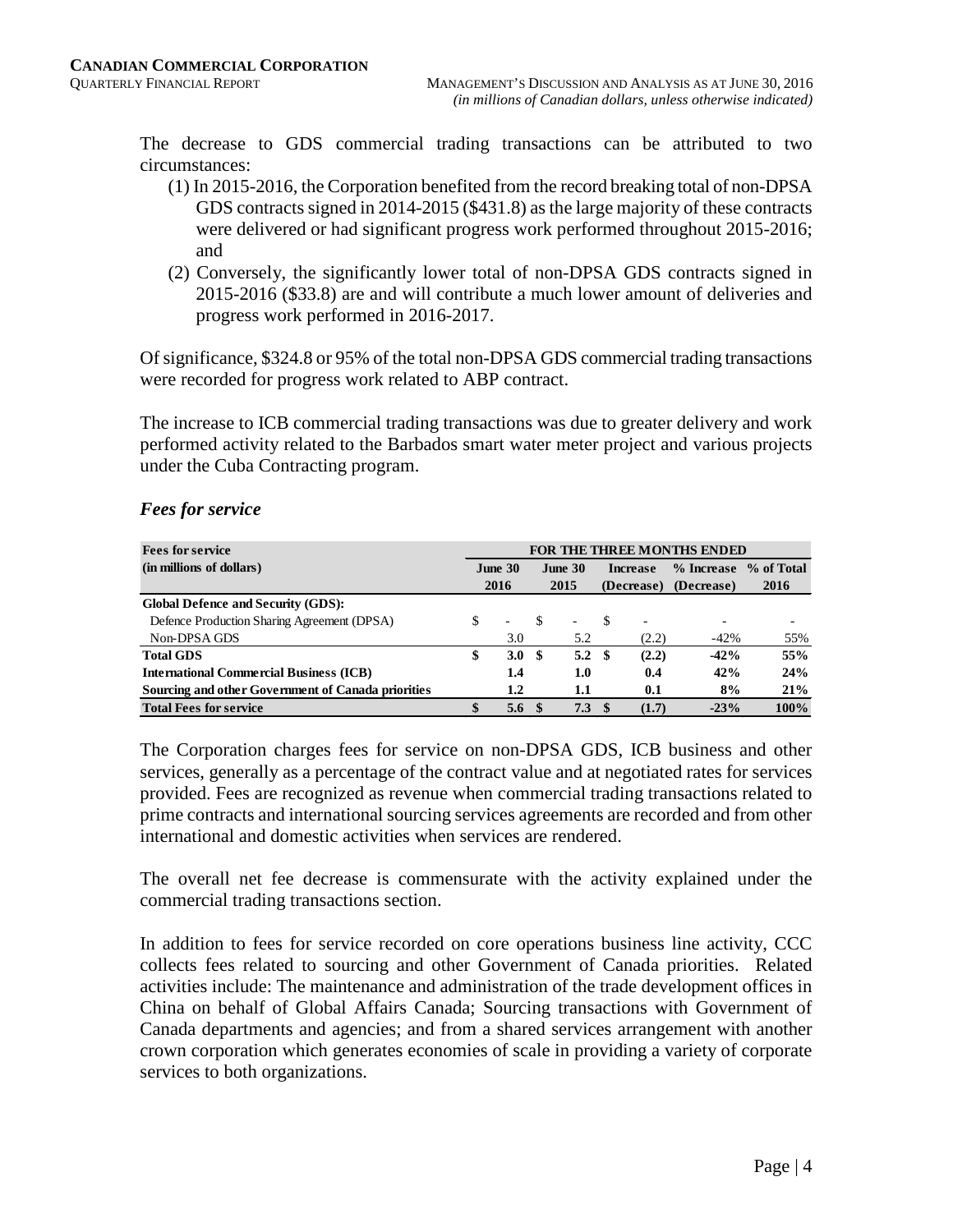The decrease to GDS commercial trading transactions can be attributed to two circumstances:

(1) In 2015-2016, the Corporation benefited from the record breaking total of non-DPSA GDS contracts signed in 2014-2015 ($431.8) as the large majority of these contracts were delivered or had significant progress work performed throughout 2015-2016; and

(2) Conversely, the significantly lower total of non-DPSA GDS contracts signed in 2015-2016 ($33.8) are and will contribute a much lower amount of deliveries and progress work performed in 2016-2017.

Of significance, $324.8 or 95% of the total non-DPSA GDS commercial trading transactions were recorded for progress work related to ABP contract.

The increase to ICB commercial trading transactions was due to greater delivery and work performed activity related to the Barbados smart water meter project and various projects under the Cuba Contracting program.

### *Fees for service*

| **Fees for service** | **FOR THE THREE MONTHS ENDED** | | | | |
|---|---|---|---|---|---|
| **(in millions of dollars)** | **June 30 2016** | **June 30 2015** | **Increase (Decrease)** | **% Increase (Decrease)** | **% of Total 2016** |
| **Global Defence and Security (GDS):** | | | | | |
| Defence Production Sharing Agreement (DPSA) | $ - | $ - | $ - | - | - |
| Non-DPSA GDS | 3.0 | 5.2 | (2.2) | -42% | 55% |
| **Total GDS** | **$ 3.0** | **$ 5.2** | **$ (2.2)** | **-42%** | **55%** |
| **International Commercial Business (ICB)** | **1.4** | **1.0** | **0.4** | **42%** | **24%** |
| **Sourcing and other Government of Canada priorities** | **1.2** | **1.1** | **0.1** | **8%** | **21%** |
| **Total Fees for service** | **$ 5.6** | **$ 7.3** | **$ (1.7)** | **-23%** | **100%** |

The Corporation charges fees for service on non-DPSA GDS, ICB business and other services, generally as a percentage of the contract value and at negotiated rates for services provided. Fees are recognized as revenue when commercial trading transactions related to prime contracts and international sourcing services agreements are recorded and from other international and domestic activities when services are rendered.

The overall net fee decrease is commensurate with the activity explained under the commercial trading transactions section.

In addition to fees for service recorded on core operations business line activity, CCC collects fees related to sourcing and other Government of Canada priorities. Related activities include: The maintenance and administration of the trade development offices in China on behalf of Global Affairs Canada; Sourcing transactions with Government of Canada departments and agencies; and from a shared services arrangement with another crown corporation which generates economies of scale in providing a variety of corporate services to both organizations.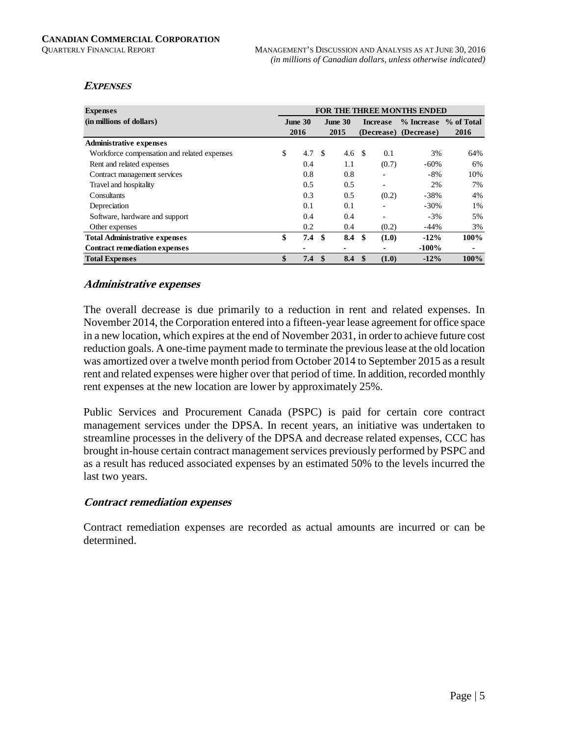## EXPENSES

| Expenses (in millions of dollars) | FOR THE THREE MONTHS ENDED June 30 2016 | June 30 2015 | Increase (Decrease) | % Increase (Decrease) | % of Total 2016 |
|---|---|---|---|---|---|
| **Administrative expenses** | | | | | |
| Workforce compensation and related expenses | $ 4.7 | $ 4.6 | $ 0.1 | 3% | 64% |
| Rent and related expenses | 0.4 | 1.1 | (0.7) | -60% | 6% |
| Contract management services | 0.8 | 0.8 | - | -8% | 10% |
| Travel and hospitality | 0.5 | 0.5 | - | 2% | 7% |
| Consultants | 0.3 | 0.5 | (0.2) | -38% | 4% |
| Depreciation | 0.1 | 0.1 | - | -30% | 1% |
| Software, hardware and support | 0.4 | 0.4 | - | -3% | 5% |
| Other expenses | 0.2 | 0.4 | (0.2) | -44% | 3% |
| **Total Administrative expenses** | **$ 7.4** | **$ 8.4** | **$ (1.0)** | **-12%** | **100%** |
| **Contract remediation expenses** | **-** | **-** | **-** | **-100%** | **-** |
| **Total Expenses** | **$ 7.4** | **$ 8.4** | **$ (1.0)** | **-12%** | **100%** |

### *Administrative expenses*

The overall decrease is due primarily to a reduction in rent and related expenses. In November 2014, the Corporation entered into a fifteen-year lease agreement for office space in a new location, which expires at the end of November 2031, in order to achieve future cost reduction goals. A one-time payment made to terminate the previous lease at the old location was amortized over a twelve month period from October 2014 to September 2015 as a result rent and related expenses were higher over that period of time. In addition, recorded monthly rent expenses at the new location are lower by approximately 25%.

Public Services and Procurement Canada (PSPC) is paid for certain core contract management services under the DPSA. In recent years, an initiative was undertaken to streamline processes in the delivery of the DPSA and decrease related expenses, CCC has brought in-house certain contract management services previously performed by PSPC and as a result has reduced associated expenses by an estimated 50% to the levels incurred the last two years.

### *Contract remediation expenses*

Contract remediation expenses are recorded as actual amounts are incurred or can be determined.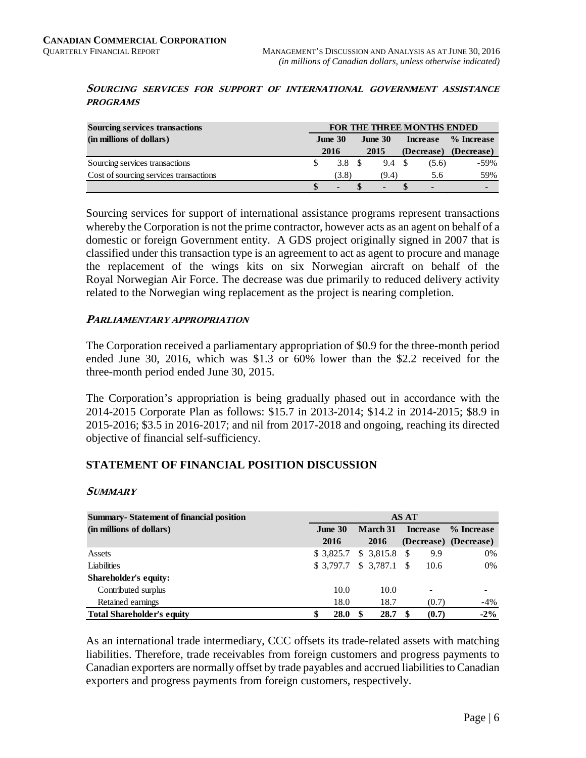### *SOURCING SERVICES FOR SUPPORT OF INTERNATIONAL GOVERNMENT ASSISTANCE PROGRAMS*

| **Sourcing services transactions (in millions of dollars)** | **FOR THE THREE MONTHS ENDED** | | | |
|---|---|---|---|---|
| | **June 30 2016** | **June 30 2015** | **Increase (Decrease)** | **% Increase (Decrease)** |
| Sourcing services transactions | $ 3.8 | $ 9.4 | $ (5.6) | -59% |
| Cost of sourcing services transactions | (3.8) | (9.4) | 5.6 | 59% |
| | **$ -** | **$ -** | **$ -** | **-** |

Sourcing services for support of international assistance programs represent transactions whereby the Corporation is not the prime contractor, however acts as an agent on behalf of a domestic or foreign Government entity. A GDS project originally signed in 2007 that is classified under this transaction type is an agreement to act as agent to procure and manage the replacement of the wings kits on six Norwegian aircraft on behalf of the Royal Norwegian Air Force. The decrease was due primarily to reduced delivery activity related to the Norwegian wing replacement as the project is nearing completion.

### *PARLIAMENTARY APPROPRIATION*

The Corporation received a parliamentary appropriation of $0.9 for the three-month period ended June 30, 2016, which was $1.3 or 60% lower than the $2.2 received for the three-month period ended June 30, 2015.

The Corporation's appropriation is being gradually phased out in accordance with the 2014-2015 Corporate Plan as follows: $15.7 in 2013-2014; $14.2 in 2014-2015; $8.9 in 2015-2016; $3.5 in 2016-2017; and nil from 2017-2018 and ongoing, reaching its directed objective of financial self-sufficiency.

## STATEMENT OF FINANCIAL POSITION DISCUSSION

### *SUMMARY*

| **Summary- Statement of financial position (in millions of dollars)** | **AS AT** | | | |
|---|---|---|---|---|
| | **June 30 2016** | **March 31 2016** | **Increase (Decrease)** | **% Increase (Decrease)** |
| Assets | $ 3,825.7 | $ 3,815.8 | $ 9.9 | 0% |
| Liabilities | $ 3,797.7 | $ 3,787.1 | $ 10.6 | 0% |
| **Shareholder's equity:** | | | | |
| Contributed surplus | 10.0 | 10.0 | - | - |
| Retained earnings | 18.0 | 18.7 | (0.7) | -4% |
| **Total Shareholder's equity** | **$ 28.0** | **$ 28.7** | **$ (0.7)** | **-2%** |

As an international trade intermediary, CCC offsets its trade-related assets with matching liabilities. Therefore, trade receivables from foreign customers and progress payments to Canadian exporters are normally offset by trade payables and accrued liabilities to Canadian exporters and progress payments from foreign customers, respectively.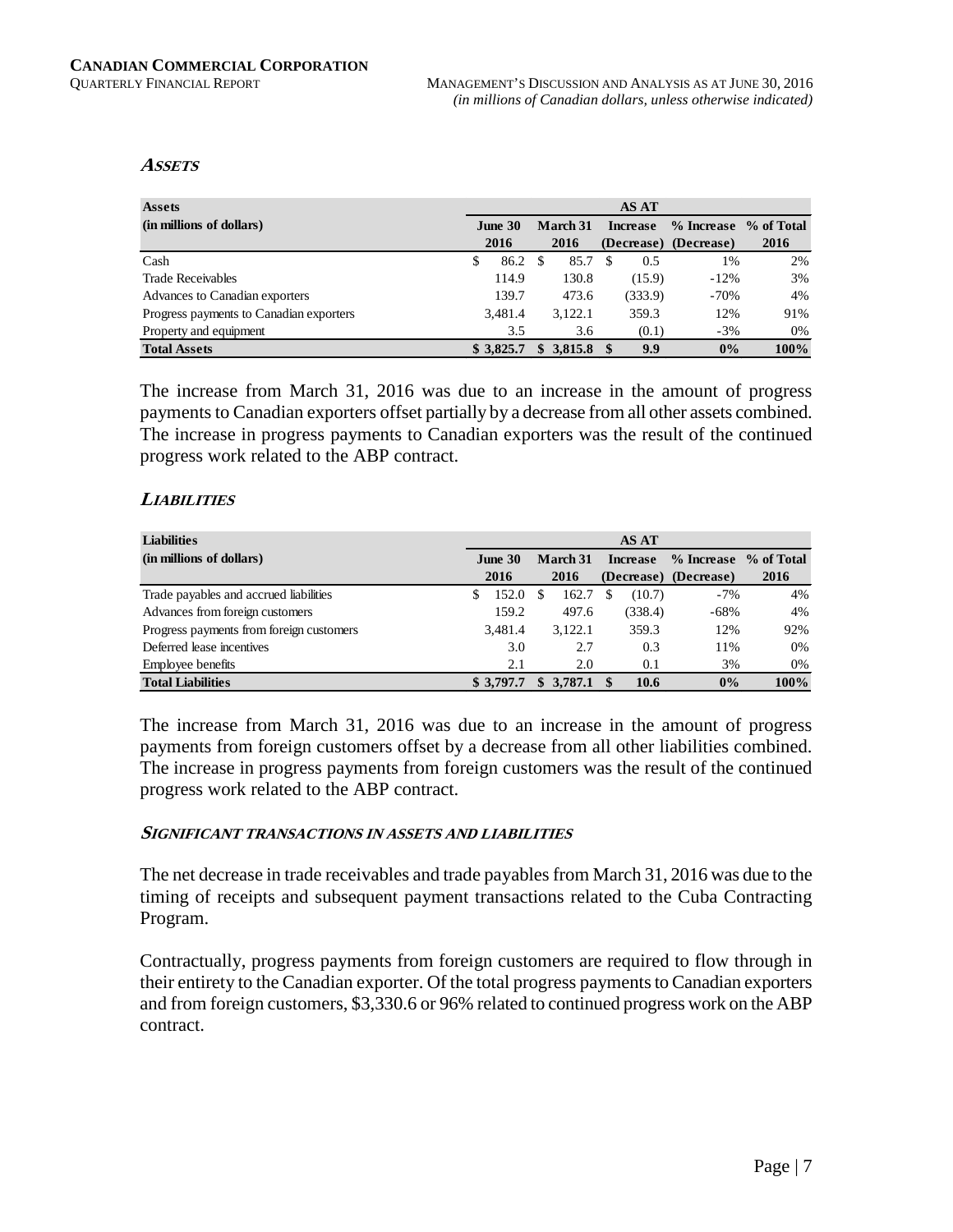### *ASSETS*

| Assets (in millions of dollars) | AS AT June 30 2016 | March 31 2016 | Increase (Decrease) | % Increase (Decrease) | % of Total 2016 |
|---|---|---|---|---|---|
| Cash | $ 86.2 | $ 85.7 | $ 0.5 | 1% | 2% |
| Trade Receivables | 114.9 | 130.8 | (15.9) | -12% | 3% |
| Advances to Canadian exporters | 139.7 | 473.6 | (333.9) | -70% | 4% |
| Progress payments to Canadian exporters | 3,481.4 | 3,122.1 | 359.3 | 12% | 91% |
| Property and equipment | 3.5 | 3.6 | (0.1) | -3% | 0% |
| **Total Assets** | **$ 3,825.7** | **$ 3,815.8** | **$ 9.9** | **0%** | **100%** |

The increase from March 31, 2016 was due to an increase in the amount of progress payments to Canadian exporters offset partially by a decrease from all other assets combined. The increase in progress payments to Canadian exporters was the result of the continued progress work related to the ABP contract.

### *LIABILITIES*

| Liabilities (in millions of dollars) | AS AT June 30 2016 | March 31 2016 | Increase (Decrease) | % Increase (Decrease) | % of Total 2016 |
|---|---|---|---|---|---|
| Trade payables and accrued liabilities | $ 152.0 | $ 162.7 | $ (10.7) | -7% | 4% |
| Advances from foreign customers | 159.2 | 497.6 | (338.4) | -68% | 4% |
| Progress payments from foreign customers | 3,481.4 | 3,122.1 | 359.3 | 12% | 92% |
| Deferred lease incentives | 3.0 | 2.7 | 0.3 | 11% | 0% |
| Employee benefits | 2.1 | 2.0 | 0.1 | 3% | 0% |
| **Total Liabilities** | **$ 3,797.7** | **$ 3,787.1** | **$ 10.6** | **0%** | **100%** |

The increase from March 31, 2016 was due to an increase in the amount of progress payments from foreign customers offset by a decrease from all other liabilities combined. The increase in progress payments from foreign customers was the result of the continued progress work related to the ABP contract.

#### *SIGNIFICANT TRANSACTIONS IN ASSETS AND LIABILITIES*

The net decrease in trade receivables and trade payables from March 31, 2016 was due to the timing of receipts and subsequent payment transactions related to the Cuba Contracting Program.

Contractually, progress payments from foreign customers are required to flow through in their entirety to the Canadian exporter. Of the total progress payments to Canadian exporters and from foreign customers, $3,330.6 or 96% related to continued progress work on the ABP contract.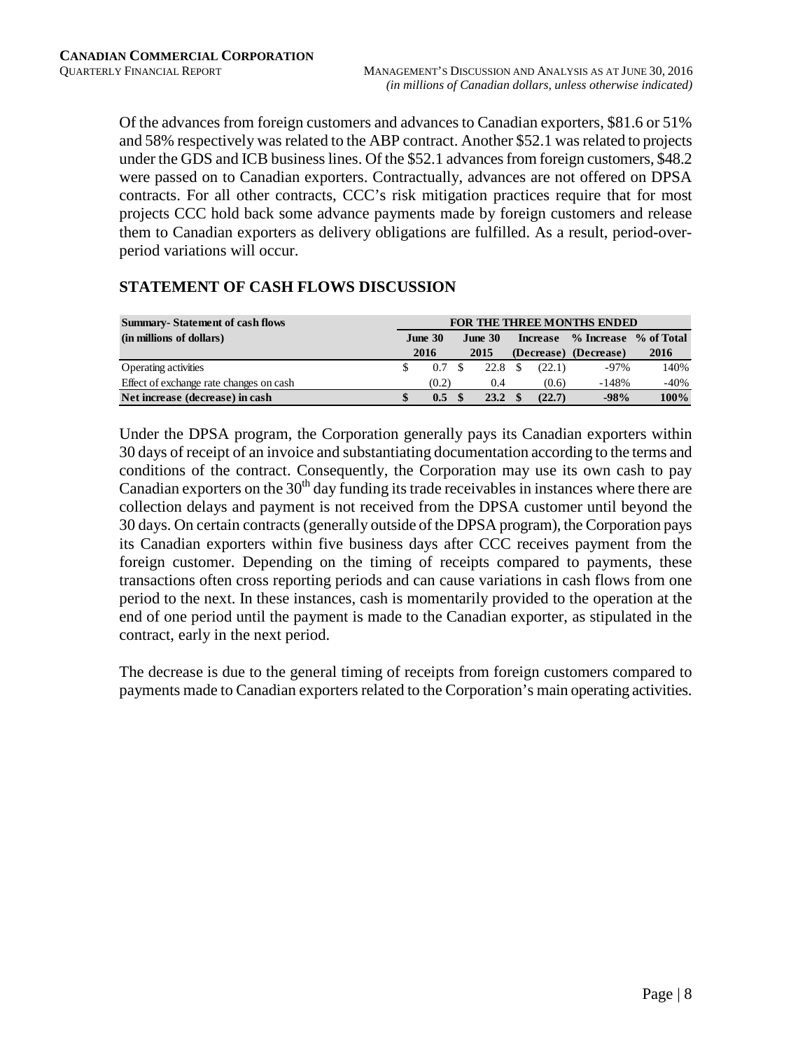Of the advances from foreign customers and advances to Canadian exporters, \$81.6 or 51% and 58% respectively was related to the ABP contract. Another \$52.1 was related to projects under the GDS and ICB business lines. Of the \$52.1 advances from foreign customers, \$48.2 were passed on to Canadian exporters. Contractually, advances are not offered on DPSA contracts. For all other contracts, CCC's risk mitigation practices require that for most projects CCC hold back some advance payments made by foreign customers and release them to Canadian exporters as delivery obligations are fulfilled. As a result, period-over-period variations will occur.

## STATEMENT OF CASH FLOWS DISCUSSION

| Summary- Statement of cash flows (in millions of dollars) | FOR THE THREE MONTHS ENDED | | | | |
|---|---|---|---|---|---|
| | June 30 2016 | June 30 2015 | Increase (Decrease) | % Increase (Decrease) | % of Total 2016 |
| Operating activities | \$ 0.7 | \$ 22.8 | \$ (22.1) | -97% | 140% |
| Effect of exchange rate changes on cash | (0.2) | 0.4 | (0.6) | -148% | -40% |
| **Net increase (decrease) in cash** | **\$ 0.5** | **\$ 23.2** | **\$ (22.7)** | **-98%** | **100%** |

Under the DPSA program, the Corporation generally pays its Canadian exporters within 30 days of receipt of an invoice and substantiating documentation according to the terms and conditions of the contract. Consequently, the Corporation may use its own cash to pay Canadian exporters on the 30th day funding its trade receivables in instances where there are collection delays and payment is not received from the DPSA customer until beyond the 30 days. On certain contracts (generally outside of the DPSA program), the Corporation pays its Canadian exporters within five business days after CCC receives payment from the foreign customer. Depending on the timing of receipts compared to payments, these transactions often cross reporting periods and can cause variations in cash flows from one period to the next. In these instances, cash is momentarily provided to the operation at the end of one period until the payment is made to the Canadian exporter, as stipulated in the contract, early in the next period.

The decrease is due to the general timing of receipts from foreign customers compared to payments made to Canadian exporters related to the Corporation's main operating activities.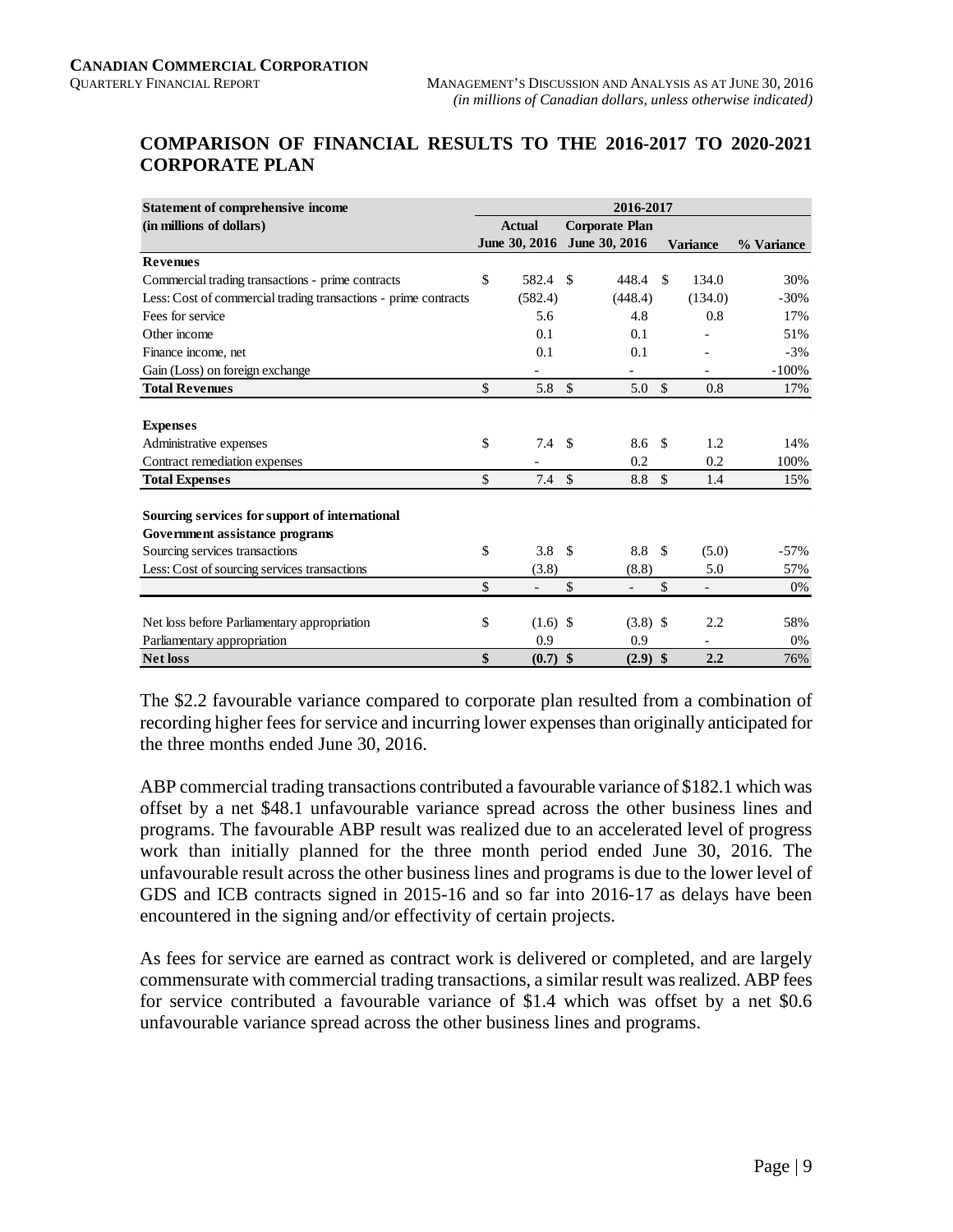## COMPARISON OF FINANCIAL RESULTS TO THE 2016-2017 TO 2020-2021 CORPORATE PLAN

| Statement of comprehensive income (in millions of dollars) | 2016-2017 | | | |
|---|---|---|---|---|
| | Actual June 30, 2016 | Corporate Plan June 30, 2016 | Variance | % Variance |
| **Revenues** | | | | |
| Commercial trading transactions - prime contracts | $ 582.4 | $ 448.4 | $ 134.0 | 30% |
| Less: Cost of commercial trading transactions - prime contracts | (582.4) | (448.4) | (134.0) | -30% |
| Fees for service | 5.6 | 4.8 | 0.8 | 17% |
| Other income | 0.1 | 0.1 | - | 51% |
| Finance income, net | 0.1 | 0.1 | - | -3% |
| Gain (Loss) on foreign exchange | - | - | - | -100% |
| **Total Revenues** | $ 5.8 | $ 5.0 | $ 0.8 | 17% |
| **Expenses** | | | | |
| Administrative expenses | $ 7.4 | $ 8.6 | $ 1.2 | 14% |
| Contract remediation expenses | - | 0.2 | 0.2 | 100% |
| **Total Expenses** | $ 7.4 | $ 8.8 | $ 1.4 | 15% |
| **Sourcing services for support of international Government assistance programs** | | | | |
| Sourcing services transactions | $ 3.8 | $ 8.8 | $ (5.0) | -57% |
| Less: Cost of sourcing services transactions | (3.8) | (8.8) | 5.0 | 57% |
| | $ - | $ - | $ - | 0% |
| Net loss before Parliamentary appropriation | $ (1.6) | $ (3.8) | $ 2.2 | 58% |
| Parliamentary appropriation | 0.9 | 0.9 | - | 0% |
| **Net loss** | **$ (0.7)** | **$ (2.9)** | **$ 2.2** | 76% |

The $2.2 favourable variance compared to corporate plan resulted from a combination of recording higher fees for service and incurring lower expenses than originally anticipated for the three months ended June 30, 2016.

ABP commercial trading transactions contributed a favourable variance of $182.1 which was offset by a net $48.1 unfavourable variance spread across the other business lines and programs. The favourable ABP result was realized due to an accelerated level of progress work than initially planned for the three month period ended June 30, 2016. The unfavourable result across the other business lines and programs is due to the lower level of GDS and ICB contracts signed in 2015-16 and so far into 2016-17 as delays have been encountered in the signing and/or effectivity of certain projects.

As fees for service are earned as contract work is delivered or completed, and are largely commensurate with commercial trading transactions, a similar result was realized. ABP fees for service contributed a favourable variance of $1.4 which was offset by a net $0.6 unfavourable variance spread across the other business lines and programs.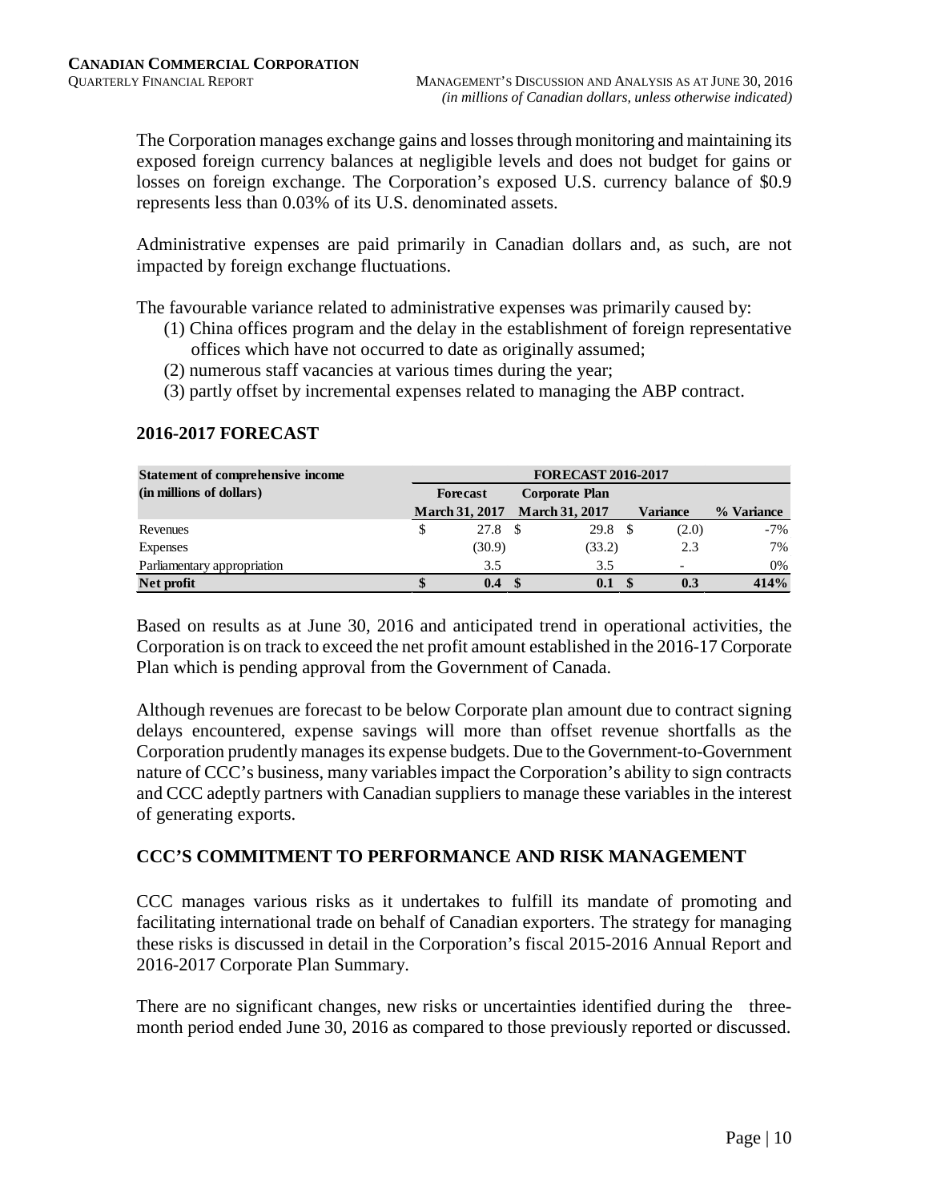The Corporation manages exchange gains and losses through monitoring and maintaining its exposed foreign currency balances at negligible levels and does not budget for gains or losses on foreign exchange. The Corporation's exposed U.S. currency balance of $0.9 represents less than 0.03% of its U.S. denominated assets.

Administrative expenses are paid primarily in Canadian dollars and, as such, are not impacted by foreign exchange fluctuations.

The favourable variance related to administrative expenses was primarily caused by:

(1) China offices program and the delay in the establishment of foreign representative offices which have not occurred to date as originally assumed;
(2) numerous staff vacancies at various times during the year;
(3) partly offset by incremental expenses related to managing the ABP contract.

## 2016-2017 FORECAST

| Statement of comprehensive income (in millions of dollars) | FORECAST 2016-2017 | | | |
|---|---|---|---|---|
| | Forecast March 31, 2017 | Corporate Plan March 31, 2017 | Variance | % Variance |
| Revenues | $ 27.8 | $ 29.8 | $ (2.0) | -7% |
| Expenses | (30.9) | (33.2) | 2.3 | 7% |
| Parliamentary appropriation | 3.5 | 3.5 | - | 0% |
| **Net profit** | **$ 0.4** | **$ 0.1** | **$ 0.3** | **414%** |

Based on results as at June 30, 2016 and anticipated trend in operational activities, the Corporation is on track to exceed the net profit amount established in the 2016-17 Corporate Plan which is pending approval from the Government of Canada.

Although revenues are forecast to be below Corporate plan amount due to contract signing delays encountered, expense savings will more than offset revenue shortfalls as the Corporation prudently manages its expense budgets. Due to the Government-to-Government nature of CCC's business, many variables impact the Corporation's ability to sign contracts and CCC adeptly partners with Canadian suppliers to manage these variables in the interest of generating exports.

## CCC'S COMMITMENT TO PERFORMANCE AND RISK MANAGEMENT

CCC manages various risks as it undertakes to fulfill its mandate of promoting and facilitating international trade on behalf of Canadian exporters. The strategy for managing these risks is discussed in detail in the Corporation's fiscal 2015-2016 Annual Report and 2016-2017 Corporate Plan Summary.

There are no significant changes, new risks or uncertainties identified during the three-month period ended June 30, 2016 as compared to those previously reported or discussed.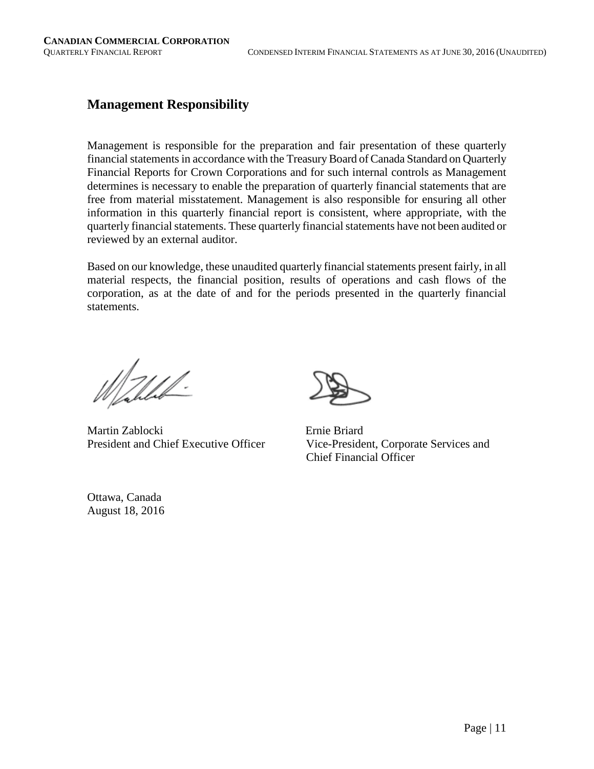## Management Responsibility

Management is responsible for the preparation and fair presentation of these quarterly financial statements in accordance with the Treasury Board of Canada Standard on Quarterly Financial Reports for Crown Corporations and for such internal controls as Management determines is necessary to enable the preparation of quarterly financial statements that are free from material misstatement. Management is also responsible for ensuring all other information in this quarterly financial report is consistent, where appropriate, with the quarterly financial statements. These quarterly financial statements have not been audited or reviewed by an external auditor.

Based on our knowledge, these unaudited quarterly financial statements present fairly, in all material respects, the financial position, results of operations and cash flows of the corporation, as at the date of and for the periods presented in the quarterly financial statements.

Martin Zablocki
President and Chief Executive Officer

Ernie Briard
Vice-President, Corporate Services and
Chief Financial Officer

Ottawa, Canada
August 18, 2016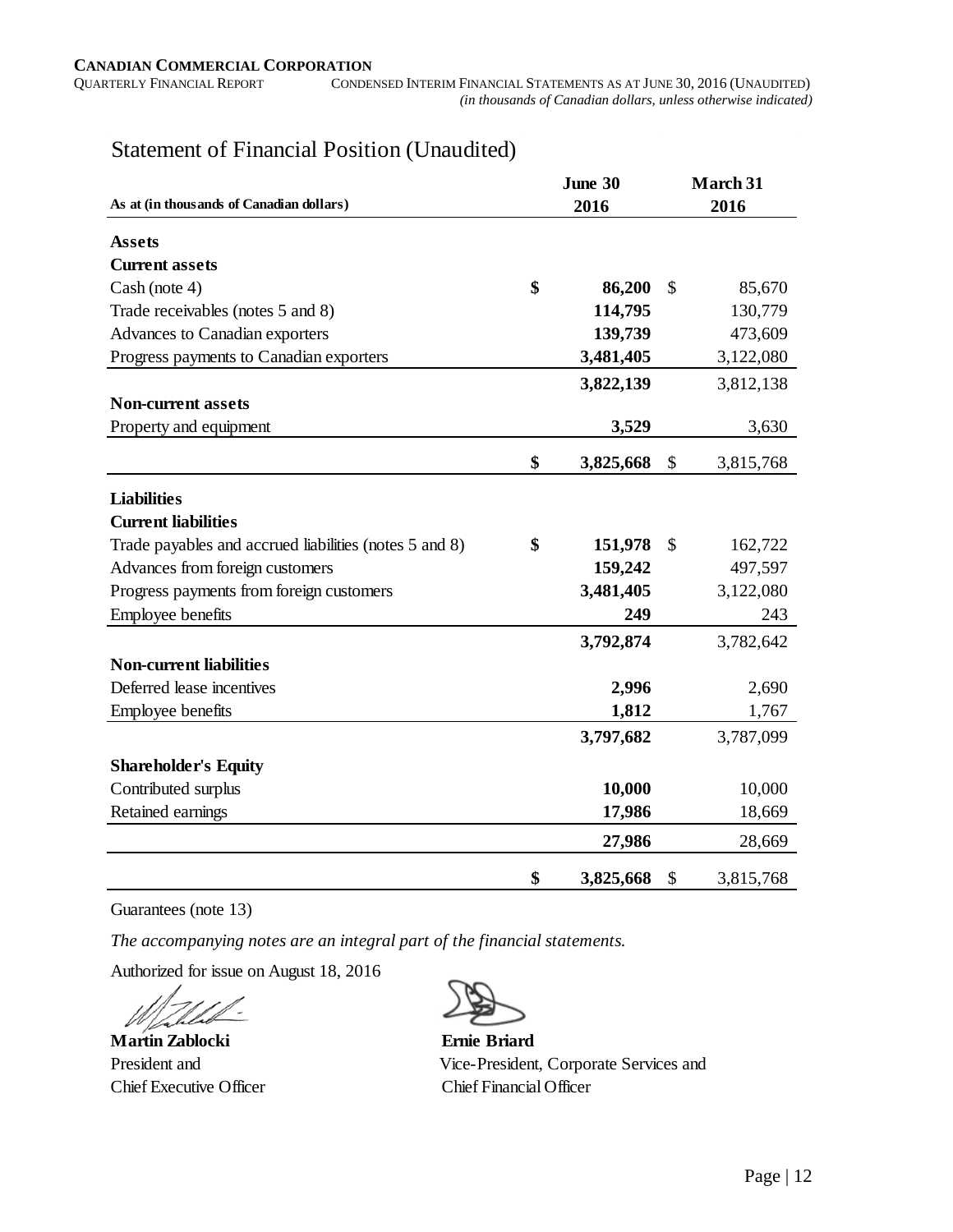# Statement of Financial Position (Unaudited)

| As at (in thousands of Canadian dollars) | June 30 2016 | March 31 2016 |
|---|---|---|
| **Assets** | | |
| **Current assets** | | |
| Cash (note 4) | $ 86,200 | $ 85,670 |
| Trade receivables (notes 5 and 8) | 114,795 | 130,779 |
| Advances to Canadian exporters | 139,739 | 473,609 |
| Progress payments to Canadian exporters | 3,481,405 | 3,122,080 |
| | 3,822,139 | 3,812,138 |
| **Non-current assets** | | |
| Property and equipment | 3,529 | 3,630 |
| | $ 3,825,668 | $ 3,815,768 |
| **Liabilities** | | |
| **Current liabilities** | | |
| Trade payables and accrued liabilities (notes 5 and 8) | $ 151,978 | $ 162,722 |
| Advances from foreign customers | 159,242 | 497,597 |
| Progress payments from foreign customers | 3,481,405 | 3,122,080 |
| Employee benefits | 249 | 243 |
| | 3,792,874 | 3,782,642 |
| **Non-current liabilities** | | |
| Deferred lease incentives | 2,996 | 2,690 |
| Employee benefits | 1,812 | 1,767 |
| | 3,797,682 | 3,787,099 |
| **Shareholder's Equity** | | |
| Contributed surplus | 10,000 | 10,000 |
| Retained earnings | 17,986 | 18,669 |
| | 27,986 | 28,669 |
| | $ 3,825,668 | $ 3,815,768 |

Guarantees (note 13)

*The accompanying notes are an integral part of the financial statements.*

Authorized for issue on August 18, 2016

**Martin Zablocki**
President and
Chief Executive Officer

**Ernie Briard**
Vice-President, Corporate Services and
Chief Financial Officer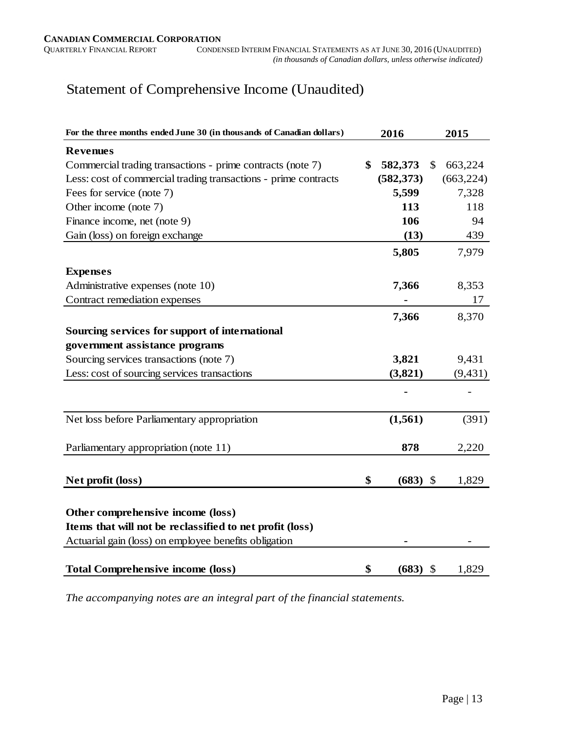# Statement of Comprehensive Income (Unaudited)

| For the three months ended June 30 (in thousands of Canadian dollars) | 2016 | 2015 |
|---|---|---|
| **Revenues** | | |
| Commercial trading transactions - prime contracts (note 7) | **$ 582,373** | $ 663,224 |
| Less: cost of commercial trading transactions - prime contracts | **(582,373)** | (663,224) |
| Fees for service (note 7) | **5,599** | 7,328 |
| Other income (note 7) | **113** | 118 |
| Finance income, net (note 9) | **106** | 94 |
| Gain (loss) on foreign exchange | **(13)** | 439 |
| | **5,805** | 7,979 |
| **Expenses** | | |
| Administrative expenses (note 10) | **7,366** | 8,353 |
| Contract remediation expenses | **-** | 17 |
| | **7,366** | 8,370 |
| **Sourcing services for support of international government assistance programs** | | |
| Sourcing services transactions (note 7) | **3,821** | 9,431 |
| Less: cost of sourcing services transactions | **(3,821)** | (9,431) |
| | **-** | - |
| Net loss before Parliamentary appropriation | **(1,561)** | (391) |
| Parliamentary appropriation (note 11) | **878** | 2,220 |
| **Net profit (loss)** | **$ (683)** | $ 1,829 |
| **Other comprehensive income (loss)** | | |
| **Items that will not be reclassified to net profit (loss)** | | |
| Actuarial gain (loss) on employee benefits obligation | **-** | - |
| **Total Comprehensive income (loss)** | **$ (683)** | $ 1,829 |

*The accompanying notes are an integral part of the financial statements.*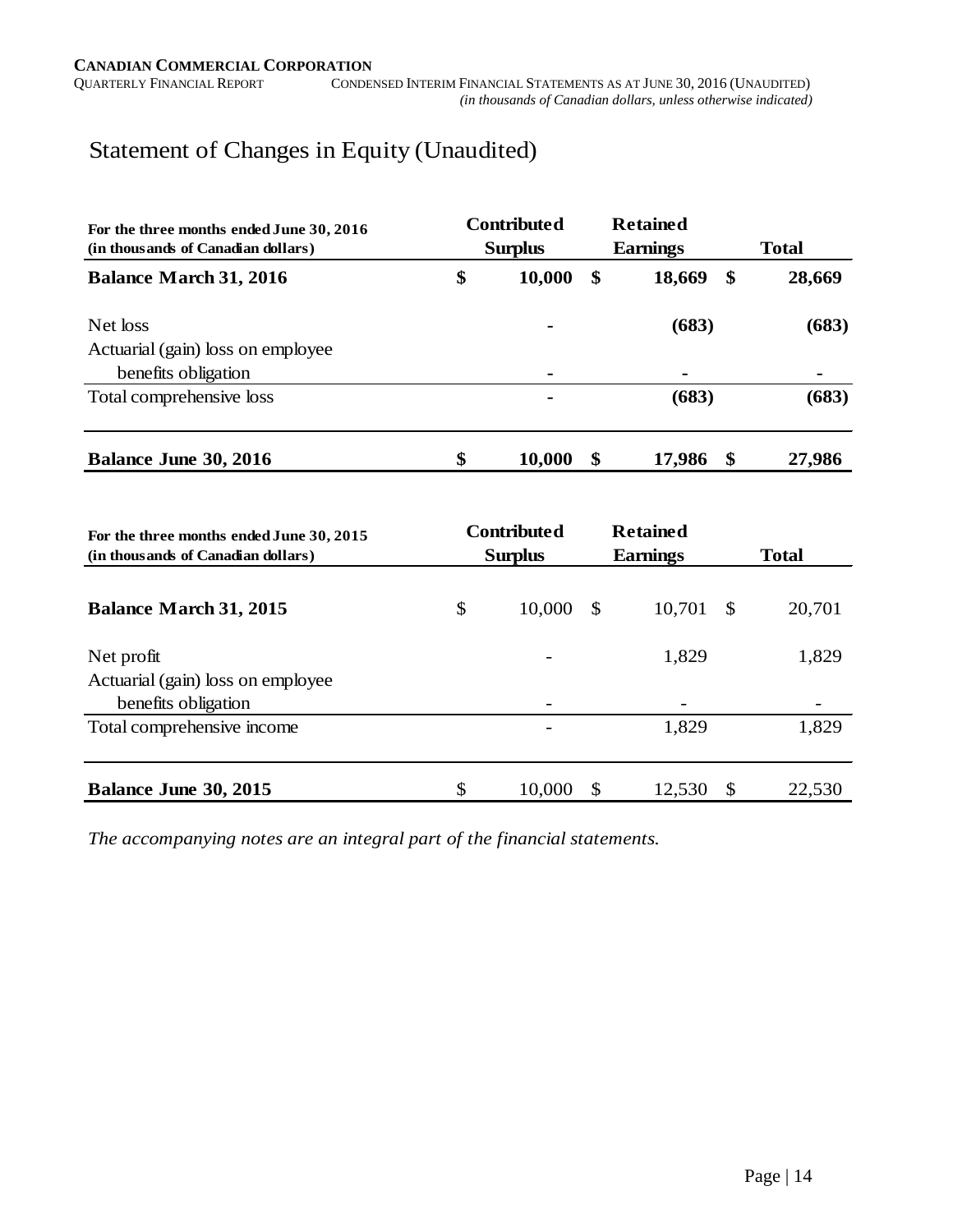# Statement of Changes in Equity (Unaudited)

| For the three months ended June 30, 2016<br>(in thousands of Canadian dollars) | Contributed Surplus | Retained Earnings | Total |
|---|---|---|---|
| **Balance March 31, 2016** | **$ 10,000** | **$ 18,669** | **$ 28,669** |
| Net loss | **-** | **(683)** | **(683)** |
| Actuarial (gain) loss on employee benefits obligation | - | **-** | **-** |
| Total comprehensive loss | - | **(683)** | **(683)** |
| **Balance June 30, 2016** | **$ 10,000** | **$ 17,986** | **$ 27,986** |

| For the three months ended June 30, 2015<br>(in thousands of Canadian dollars) | Contributed Surplus | Retained Earnings | Total |
|---|---|---|---|
| **Balance March 31, 2015** | $ 10,000 | $ 10,701 | $ 20,701 |
| Net profit | - | 1,829 | 1,829 |
| Actuarial (gain) loss on employee benefits obligation | - | - | - |
| Total comprehensive income | - | 1,829 | 1,829 |
| **Balance June 30, 2015** | $ 10,000 | $ 12,530 | $ 22,530 |

*The accompanying notes are an integral part of the financial statements.*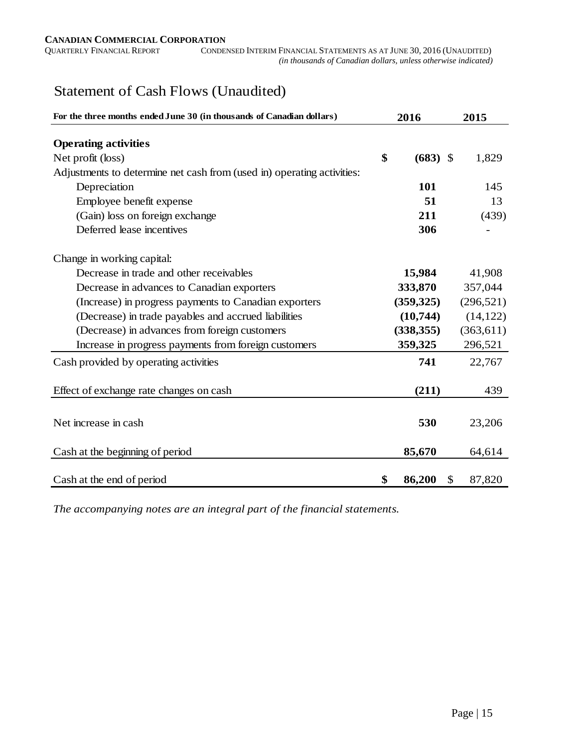# Statement of Cash Flows (Unaudited)

| For the three months ended June 30 (in thousands of Canadian dollars) | 2016 | 2015 |
|---|---|---|
| **Operating activities** | | |
| Net profit (loss) | **$ (683)** | $ 1,829 |
| Adjustments to determine net cash from (used in) operating activities: | | |
| Depreciation | **101** | 145 |
| Employee benefit expense | **51** | 13 |
| (Gain) loss on foreign exchange | **211** | (439) |
| Deferred lease incentives | **306** | - |
| Change in working capital: | | |
| Decrease in trade and other receivables | **15,984** | 41,908 |
| Decrease in advances to Canadian exporters | **333,870** | 357,044 |
| (Increase) in progress payments to Canadian exporters | **(359,325)** | (296,521) |
| (Decrease) in trade payables and accrued liabilities | **(10,744)** | (14,122) |
| (Decrease) in advances from foreign customers | **(338,355)** | (363,611) |
| Increase in progress payments from foreign customers | **359,325** | 296,521 |
| Cash provided by operating activities | **741** | 22,767 |
| Effect of exchange rate changes on cash | **(211)** | 439 |
| Net increase in cash | **530** | 23,206 |
| Cash at the beginning of period | **85,670** | 64,614 |
| Cash at the end of period | **$ 86,200** | $ 87,820 |

*The accompanying notes are an integral part of the financial statements.*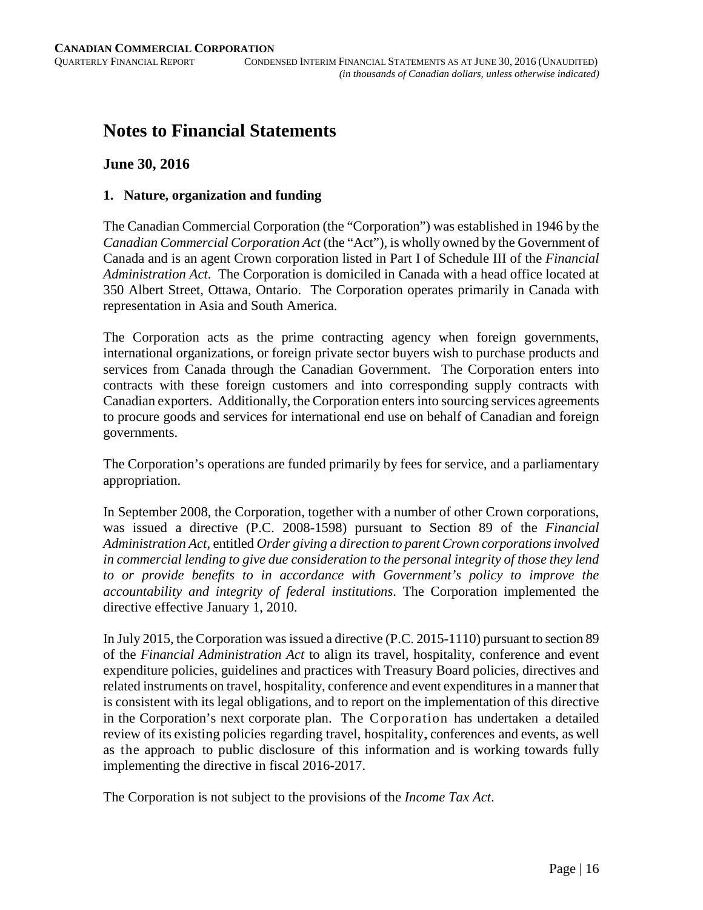# Notes to Financial Statements

## June 30, 2016

### 1. Nature, organization and funding

The Canadian Commercial Corporation (the "Corporation") was established in 1946 by the *Canadian Commercial Corporation Act* (the "Act"), is wholly owned by the Government of Canada and is an agent Crown corporation listed in Part I of Schedule III of the *Financial Administration Act*. The Corporation is domiciled in Canada with a head office located at 350 Albert Street, Ottawa, Ontario. The Corporation operates primarily in Canada with representation in Asia and South America.

The Corporation acts as the prime contracting agency when foreign governments, international organizations, or foreign private sector buyers wish to purchase products and services from Canada through the Canadian Government. The Corporation enters into contracts with these foreign customers and into corresponding supply contracts with Canadian exporters. Additionally, the Corporation enters into sourcing services agreements to procure goods and services for international end use on behalf of Canadian and foreign governments.

The Corporation's operations are funded primarily by fees for service, and a parliamentary appropriation.

In September 2008, the Corporation, together with a number of other Crown corporations, was issued a directive (P.C. 2008-1598) pursuant to Section 89 of the *Financial Administration Act*, entitled *Order giving a direction to parent Crown corporations involved in commercial lending to give due consideration to the personal integrity of those they lend to or provide benefits to in accordance with Government's policy to improve the accountability and integrity of federal institutions*. The Corporation implemented the directive effective January 1, 2010.

In July 2015, the Corporation was issued a directive (P.C. 2015-1110) pursuant to section 89 of the *Financial Administration Act* to align its travel, hospitality, conference and event expenditure policies, guidelines and practices with Treasury Board policies, directives and related instruments on travel, hospitality, conference and event expenditures in a manner that is consistent with its legal obligations, and to report on the implementation of this directive in the Corporation's next corporate plan. The Corporation has undertaken a detailed review of its existing policies regarding travel, hospitality, conferences and events, as well as the approach to public disclosure of this information and is working towards fully implementing the directive in fiscal 2016-2017.

The Corporation is not subject to the provisions of the *Income Tax Act*.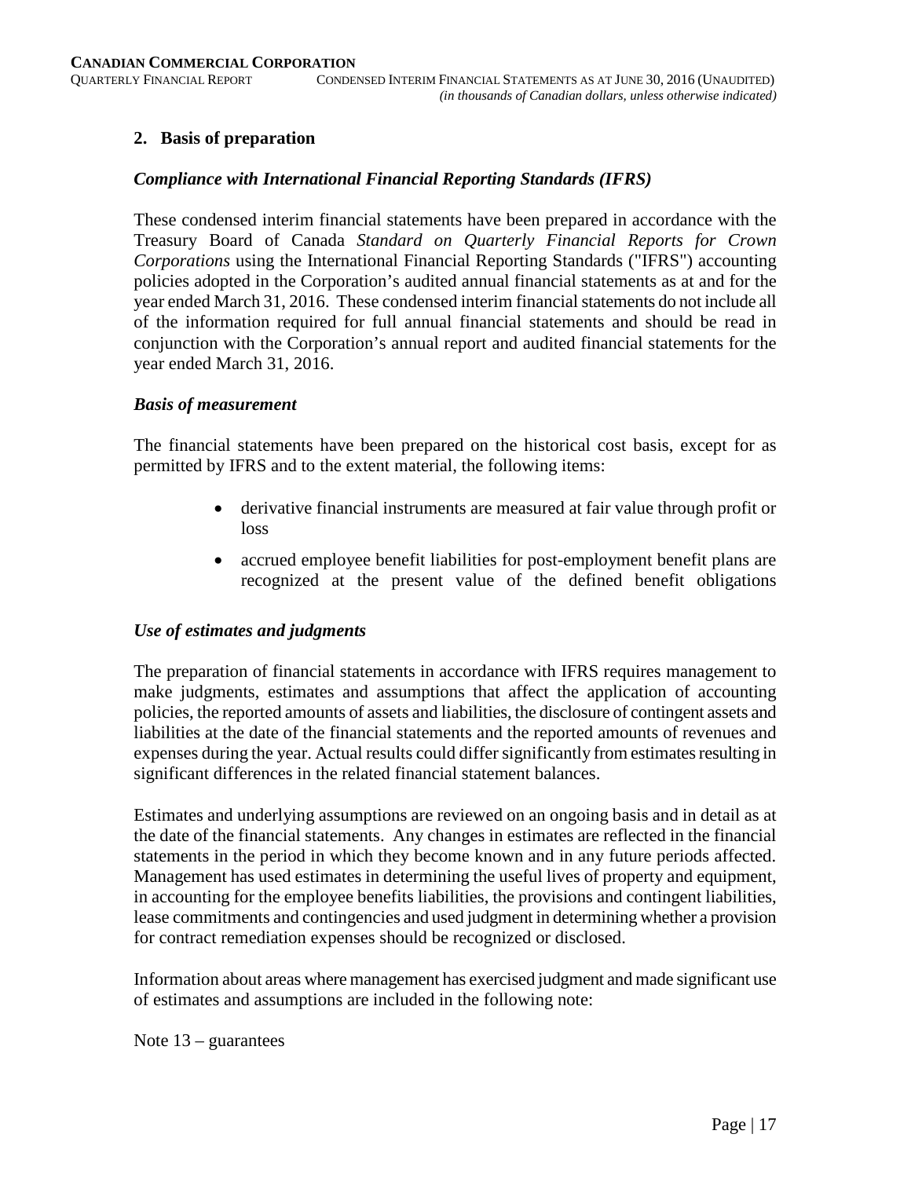## 2. Basis of preparation

### *Compliance with International Financial Reporting Standards (IFRS)*

These condensed interim financial statements have been prepared in accordance with the Treasury Board of Canada *Standard on Quarterly Financial Reports for Crown Corporations* using the International Financial Reporting Standards ("IFRS") accounting policies adopted in the Corporation's audited annual financial statements as at and for the year ended March 31, 2016. These condensed interim financial statements do not include all of the information required for full annual financial statements and should be read in conjunction with the Corporation's annual report and audited financial statements for the year ended March 31, 2016.

### *Basis of measurement*

The financial statements have been prepared on the historical cost basis, except for as permitted by IFRS and to the extent material, the following items:

- derivative financial instruments are measured at fair value through profit or loss
- accrued employee benefit liabilities for post-employment benefit plans are recognized at the present value of the defined benefit obligations

### *Use of estimates and judgments*

The preparation of financial statements in accordance with IFRS requires management to make judgments, estimates and assumptions that affect the application of accounting policies, the reported amounts of assets and liabilities, the disclosure of contingent assets and liabilities at the date of the financial statements and the reported amounts of revenues and expenses during the year. Actual results could differ significantly from estimates resulting in significant differences in the related financial statement balances.

Estimates and underlying assumptions are reviewed on an ongoing basis and in detail as at the date of the financial statements. Any changes in estimates are reflected in the financial statements in the period in which they become known and in any future periods affected. Management has used estimates in determining the useful lives of property and equipment, in accounting for the employee benefits liabilities, the provisions and contingent liabilities, lease commitments and contingencies and used judgment in determining whether a provision for contract remediation expenses should be recognized or disclosed.

Information about areas where management has exercised judgment and made significant use of estimates and assumptions are included in the following note:

Note 13 – guarantees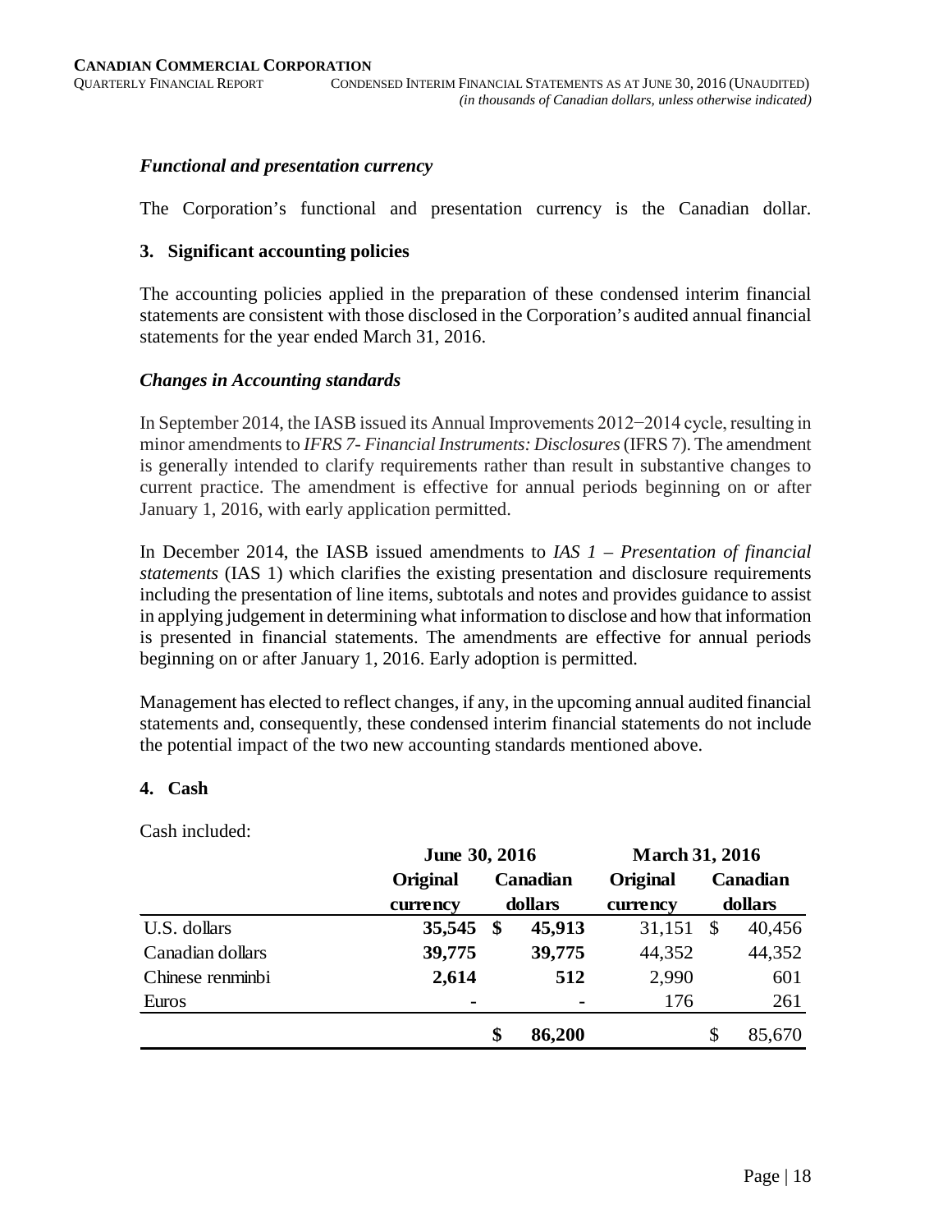### *Functional and presentation currency*

The Corporation's functional and presentation currency is the Canadian dollar.

### 3. Significant accounting policies

The accounting policies applied in the preparation of these condensed interim financial statements are consistent with those disclosed in the Corporation's audited annual financial statements for the year ended March 31, 2016.

### *Changes in Accounting standards*

In September 2014, the IASB issued its Annual Improvements 2012−2014 cycle, resulting in minor amendments to *IFRS 7- Financial Instruments: Disclosures* (IFRS 7). The amendment is generally intended to clarify requirements rather than result in substantive changes to current practice. The amendment is effective for annual periods beginning on or after January 1, 2016, with early application permitted.

In December 2014, the IASB issued amendments to *IAS 1 – Presentation of financial statements* (IAS 1) which clarifies the existing presentation and disclosure requirements including the presentation of line items, subtotals and notes and provides guidance to assist in applying judgement in determining what information to disclose and how that information is presented in financial statements. The amendments are effective for annual periods beginning on or after January 1, 2016. Early adoption is permitted.

Management has elected to reflect changes, if any, in the upcoming annual audited financial statements and, consequently, these condensed interim financial statements do not include the potential impact of the two new accounting standards mentioned above.

### 4. Cash

Cash included:

| | **June 30, 2016** | | **March 31, 2016** | |
|---|---|---|---|---|
| | **Original currency** | **Canadian dollars** | **Original currency** | **Canadian dollars** |
| U.S. dollars | **35,545** | **$ 45,913** | 31,151 | $ 40,456 |
| Canadian dollars | **39,775** | **39,775** | 44,352 | 44,352 |
| Chinese renminbi | **2,614** | **512** | 2,990 | 601 |
| Euros | **-** | **-** | 176 | 261 |
| | | **$ 86,200** | | $ 85,670 |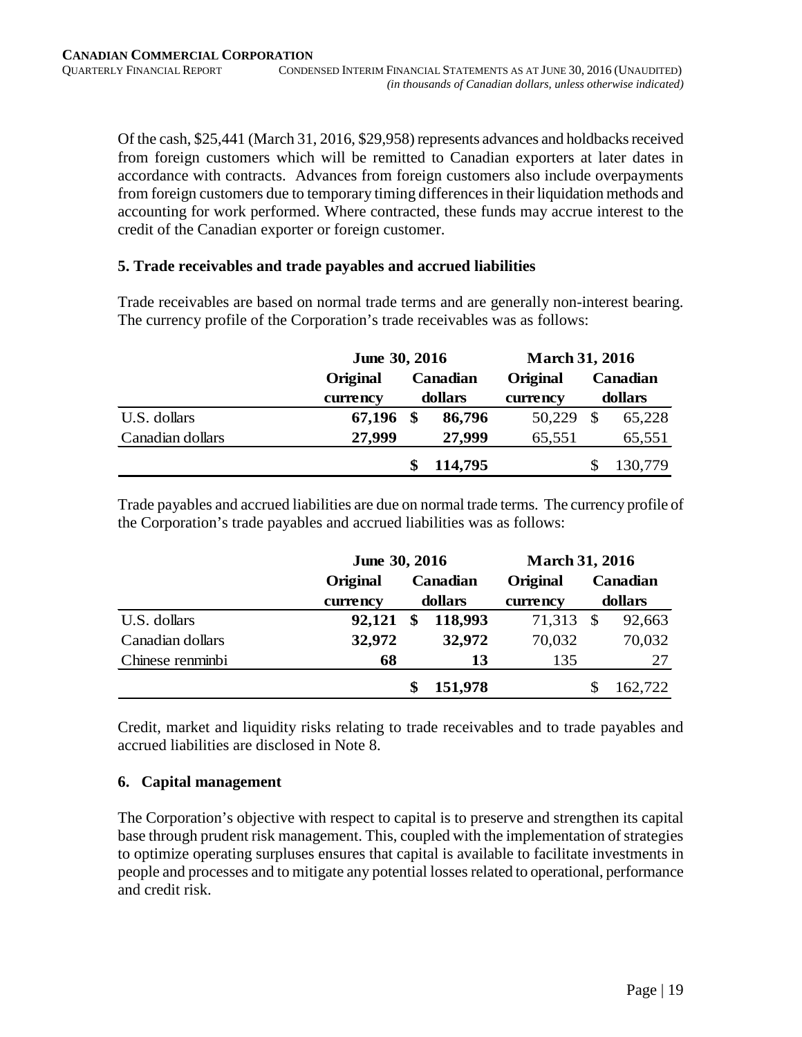Of the cash, $25,441 (March 31, 2016, $29,958) represents advances and holdbacks received from foreign customers which will be remitted to Canadian exporters at later dates in accordance with contracts. Advances from foreign customers also include overpayments from foreign customers due to temporary timing differences in their liquidation methods and accounting for work performed. Where contracted, these funds may accrue interest to the credit of the Canadian exporter or foreign customer.

### 5. Trade receivables and trade payables and accrued liabilities

Trade receivables are based on normal trade terms and are generally non-interest bearing. The currency profile of the Corporation's trade receivables was as follows:

| | **June 30, 2016** | | **March 31, 2016** | |
|---|---|---|---|---|
| | **Original currency** | **Canadian dollars** | **Original currency** | **Canadian dollars** |
| U.S. dollars | **67,196** | **$ 86,796** | 50,229 | $ 65,228 |
| Canadian dollars | **27,999** | **27,999** | 65,551 | 65,551 |
| | | **$ 114,795** | | $ 130,779 |

Trade payables and accrued liabilities are due on normal trade terms. The currency profile of the Corporation's trade payables and accrued liabilities was as follows:

| | **June 30, 2016** | | **March 31, 2016** | |
|---|---|---|---|---|
| | **Original currency** | **Canadian dollars** | **Original currency** | **Canadian dollars** |
| U.S. dollars | **92,121** | **$ 118,993** | 71,313 | $ 92,663 |
| Canadian dollars | **32,972** | **32,972** | 70,032 | 70,032 |
| Chinese renminbi | **68** | **13** | 135 | 27 |
| | | **$ 151,978** | | $ 162,722 |

Credit, market and liquidity risks relating to trade receivables and to trade payables and accrued liabilities are disclosed in Note 8.

### 6. Capital management

The Corporation's objective with respect to capital is to preserve and strengthen its capital base through prudent risk management. This, coupled with the implementation of strategies to optimize operating surpluses ensures that capital is available to facilitate investments in people and processes and to mitigate any potential losses related to operational, performance and credit risk.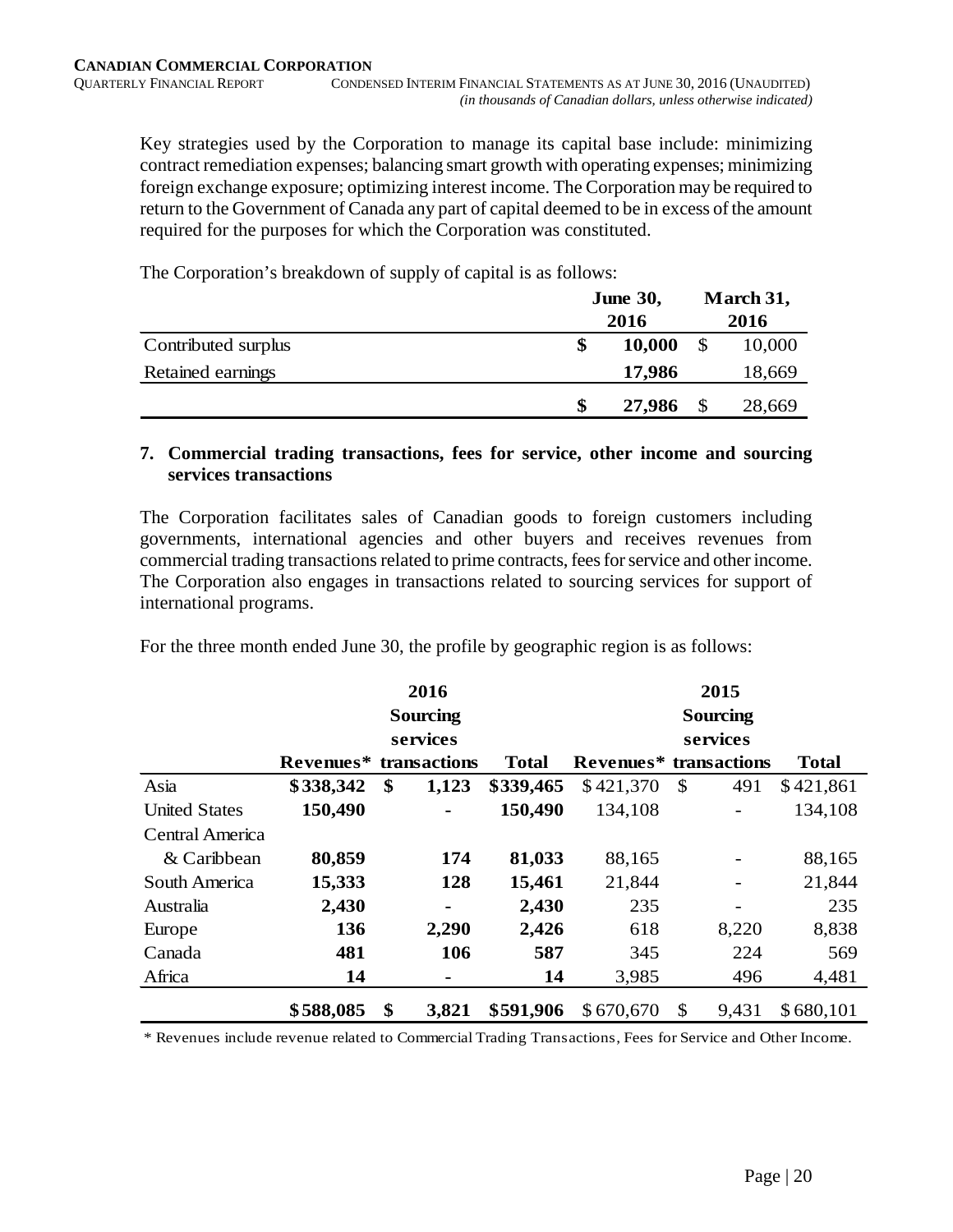Key strategies used by the Corporation to manage its capital base include: minimizing contract remediation expenses; balancing smart growth with operating expenses; minimizing foreign exchange exposure; optimizing interest income. The Corporation may be required to return to the Government of Canada any part of capital deemed to be in excess of the amount required for the purposes for which the Corporation was constituted.

The Corporation's breakdown of supply of capital is as follows:

| | June 30, 2016 | March 31, 2016 |
|---|---|---|
| Contributed surplus | **$ 10,000** | $ 10,000 |
| Retained earnings | **17,986** | 18,669 |
| | **$ 27,986** | $ 28,669 |

## 7. Commercial trading transactions, fees for service, other income and sourcing services transactions

The Corporation facilitates sales of Canadian goods to foreign customers including governments, international agencies and other buyers and receives revenues from commercial trading transactions related to prime contracts, fees for service and other income. The Corporation also engages in transactions related to sourcing services for support of international programs.

For the three month ended June 30, the profile by geographic region is as follows:

| | 2016 | | | 2015 | | |
|---|---|---|---|---|---|---|
| | Revenues* | Sourcing services transactions | Total | Revenues* | Sourcing services transactions | Total |
| Asia | **$338,342** | **$ 1,123** | **$339,465** | $421,370 | $ 491 | $421,861 |
| United States | **150,490** | **-** | **150,490** | 134,108 | - | 134,108 |
| Central America & Caribbean | **80,859** | **174** | **81,033** | 88,165 | - | 88,165 |
| South America | **15,333** | **128** | **15,461** | 21,844 | - | 21,844 |
| Australia | **2,430** | **-** | **2,430** | 235 | - | 235 |
| Europe | **136** | **2,290** | **2,426** | 618 | 8,220 | 8,838 |
| Canada | **481** | **106** | **587** | 345 | 224 | 569 |
| Africa | **14** | **-** | **14** | 3,985 | 496 | 4,481 |
| | **$588,085** | **$ 3,821** | **$591,906** | $670,670 | $ 9,431 | $680,101 |

\* Revenues include revenue related to Commercial Trading Transactions, Fees for Service and Other Income.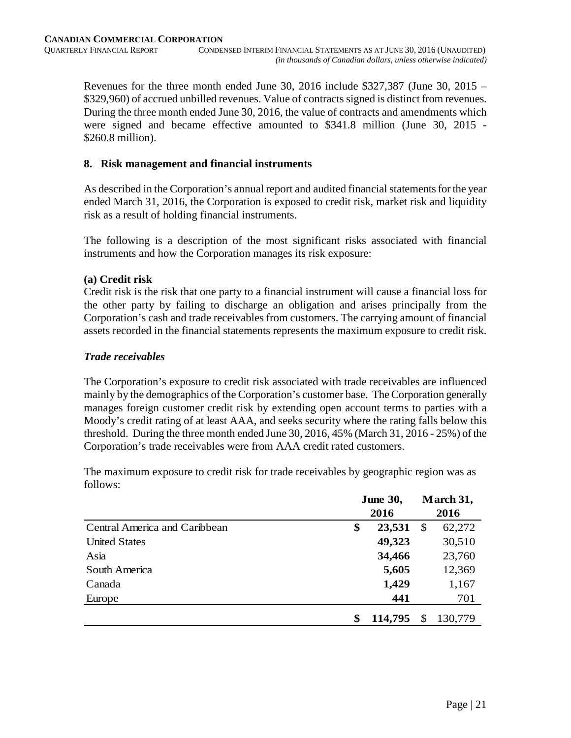Revenues for the three month ended June 30, 2016 include $327,387 (June 30, 2015 – $329,960) of accrued unbilled revenues. Value of contracts signed is distinct from revenues. During the three month ended June 30, 2016, the value of contracts and amendments which were signed and became effective amounted to $341.8 million (June 30, 2015 - $260.8 million).

## 8. Risk management and financial instruments

As described in the Corporation's annual report and audited financial statements for the year ended March 31, 2016, the Corporation is exposed to credit risk, market risk and liquidity risk as a result of holding financial instruments.

The following is a description of the most significant risks associated with financial instruments and how the Corporation manages its risk exposure:

### (a) Credit risk

Credit risk is the risk that one party to a financial instrument will cause a financial loss for the other party by failing to discharge an obligation and arises principally from the Corporation's cash and trade receivables from customers. The carrying amount of financial assets recorded in the financial statements represents the maximum exposure to credit risk.

#### *Trade receivables*

The Corporation's exposure to credit risk associated with trade receivables are influenced mainly by the demographics of the Corporation's customer base. The Corporation generally manages foreign customer credit risk by extending open account terms to parties with a Moody's credit rating of at least AAA, and seeks security where the rating falls below this threshold. During the three month ended June 30, 2016, 45% (March 31, 2016 - 25%) of the Corporation's trade receivables were from AAA credit rated customers.

The maximum exposure to credit risk for trade receivables by geographic region was as follows:

| | June 30, 2016 | March 31, 2016 |
|---|---|---|
| Central America and Caribbean | **$ 23,531** | $ 62,272 |
| United States | **49,323** | 30,510 |
| Asia | **34,466** | 23,760 |
| South America | **5,605** | 12,369 |
| Canada | **1,429** | 1,167 |
| Europe | **441** | 701 |
| | **$ 114,795** | $ 130,779 |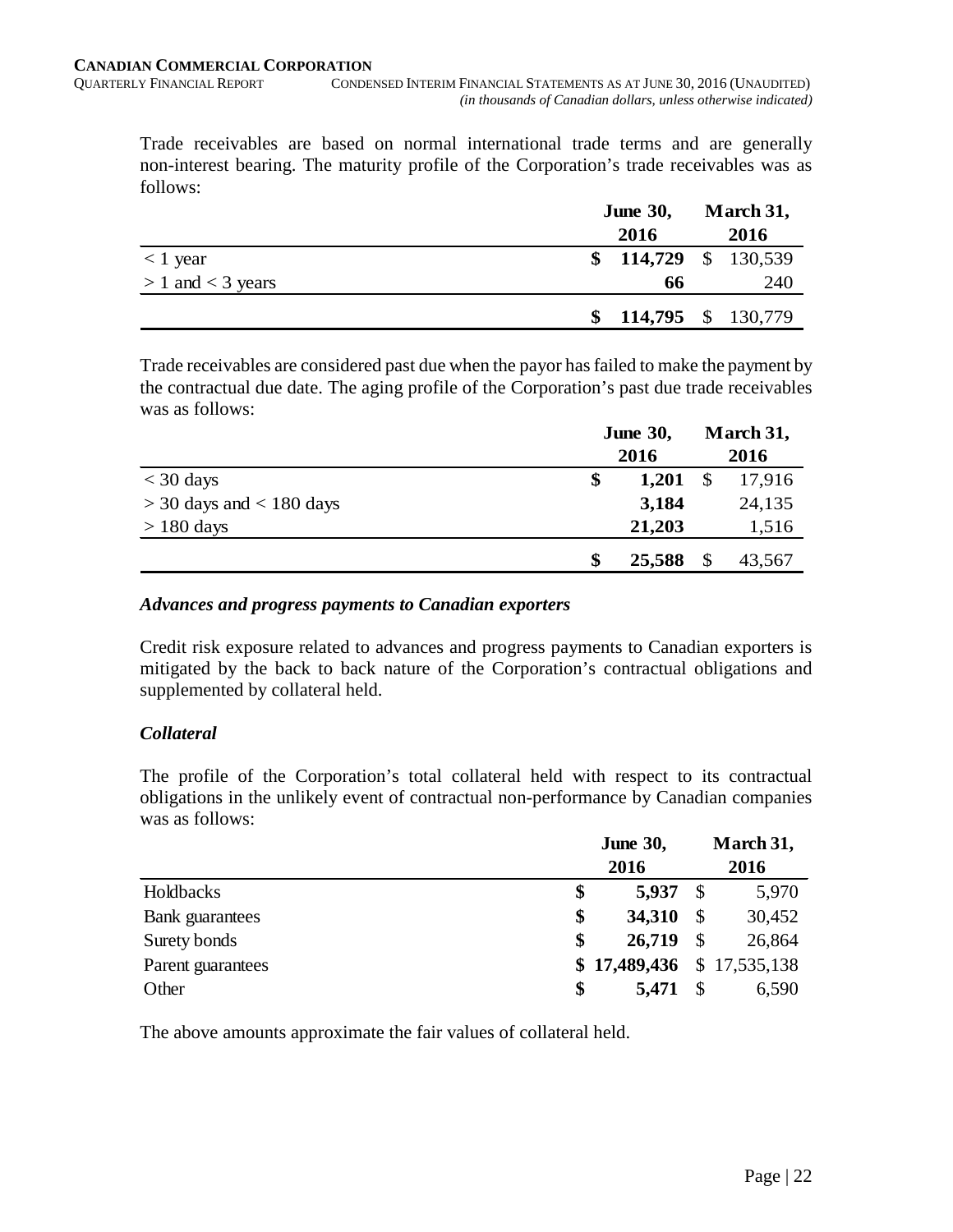Trade receivables are based on normal international trade terms and are generally non-interest bearing. The maturity profile of the Corporation's trade receivables was as follows:

| | June 30, 2016 | March 31, 2016 |
|---|---|---|
| < 1 year | **$ 114,729** | $ 130,539 |
| > 1 and < 3 years | **66** | 240 |
| | **$ 114,795** | $ 130,779 |

Trade receivables are considered past due when the payor has failed to make the payment by the contractual due date. The aging profile of the Corporation's past due trade receivables was as follows:

| | June 30, 2016 | March 31, 2016 |
|---|---|---|
| < 30 days | **$ 1,201** | $ 17,916 |
| > 30 days and < 180 days | **3,184** | 24,135 |
| > 180 days | **21,203** | 1,516 |
| | **$ 25,588** | $ 43,567 |

### *Advances and progress payments to Canadian exporters*

Credit risk exposure related to advances and progress payments to Canadian exporters is mitigated by the back to back nature of the Corporation's contractual obligations and supplemented by collateral held.

### *Collateral*

The profile of the Corporation's total collateral held with respect to its contractual obligations in the unlikely event of contractual non-performance by Canadian companies was as follows:

| | June 30, 2016 | March 31, 2016 |
|---|---|---|
| Holdbacks | **$ 5,937** | $ 5,970 |
| Bank guarantees | **$ 34,310** | $ 30,452 |
| Surety bonds | **$ 26,719** | $ 26,864 |
| Parent guarantees | **$ 17,489,436** | $ 17,535,138 |
| Other | **$ 5,471** | $ 6,590 |

The above amounts approximate the fair values of collateral held.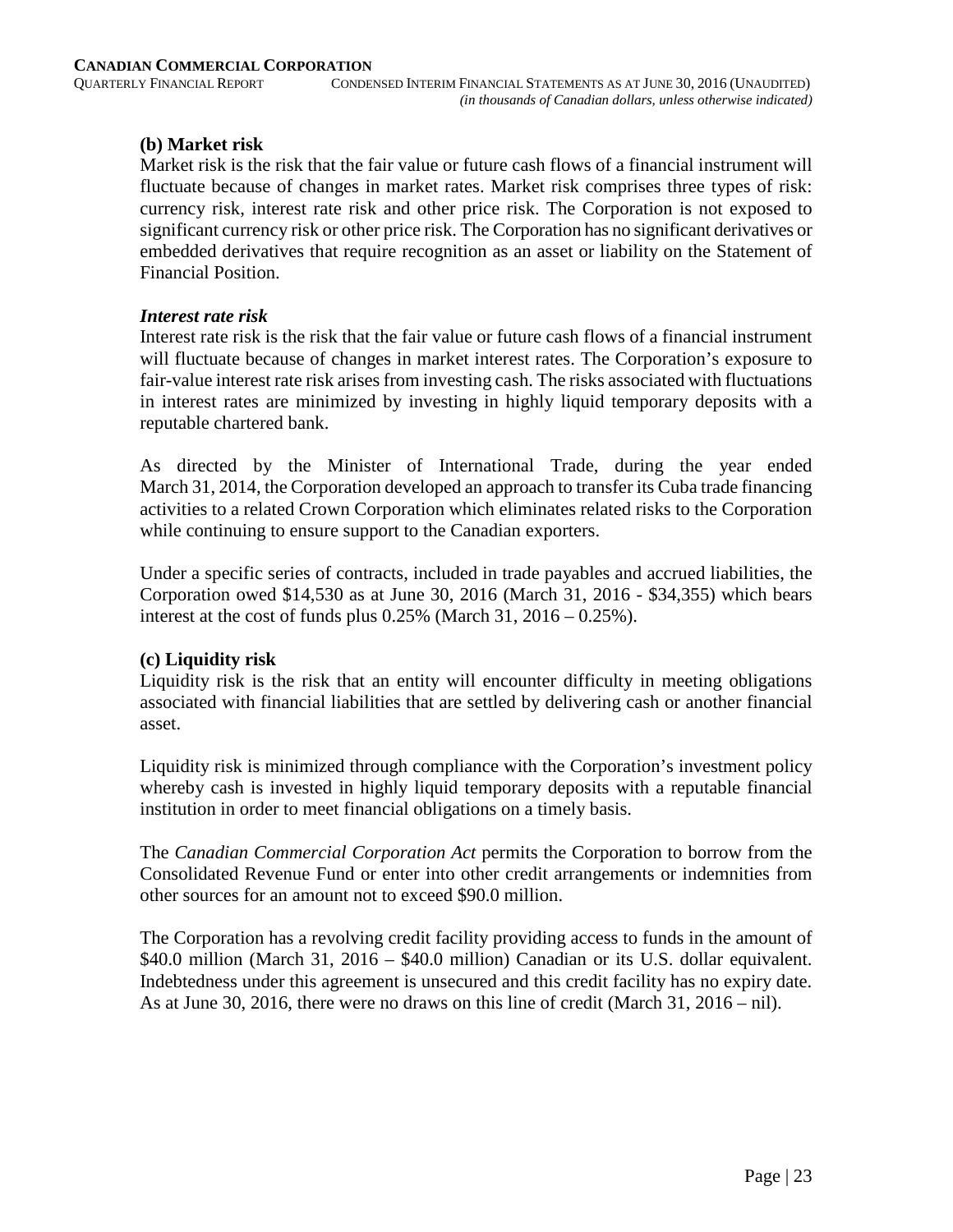**(b) Market risk**

Market risk is the risk that the fair value or future cash flows of a financial instrument will fluctuate because of changes in market rates. Market risk comprises three types of risk: currency risk, interest rate risk and other price risk. The Corporation is not exposed to significant currency risk or other price risk. The Corporation has no significant derivatives or embedded derivatives that require recognition as an asset or liability on the Statement of Financial Position.

***Interest rate risk***

Interest rate risk is the risk that the fair value or future cash flows of a financial instrument will fluctuate because of changes in market interest rates. The Corporation's exposure to fair-value interest rate risk arises from investing cash. The risks associated with fluctuations in interest rates are minimized by investing in highly liquid temporary deposits with a reputable chartered bank.

As directed by the Minister of International Trade, during the year ended March 31, 2014, the Corporation developed an approach to transfer its Cuba trade financing activities to a related Crown Corporation which eliminates related risks to the Corporation while continuing to ensure support to the Canadian exporters.

Under a specific series of contracts, included in trade payables and accrued liabilities, the Corporation owed $14,530 as at June 30, 2016 (March 31, 2016 - $34,355) which bears interest at the cost of funds plus 0.25% (March 31, 2016 – 0.25%).

**(c) Liquidity risk**

Liquidity risk is the risk that an entity will encounter difficulty in meeting obligations associated with financial liabilities that are settled by delivering cash or another financial asset.

Liquidity risk is minimized through compliance with the Corporation's investment policy whereby cash is invested in highly liquid temporary deposits with a reputable financial institution in order to meet financial obligations on a timely basis.

The *Canadian Commercial Corporation Act* permits the Corporation to borrow from the Consolidated Revenue Fund or enter into other credit arrangements or indemnities from other sources for an amount not to exceed $90.0 million.

The Corporation has a revolving credit facility providing access to funds in the amount of $40.0 million (March 31, 2016 – $40.0 million) Canadian or its U.S. dollar equivalent. Indebtedness under this agreement is unsecured and this credit facility has no expiry date. As at June 30, 2016, there were no draws on this line of credit (March 31, 2016 – nil).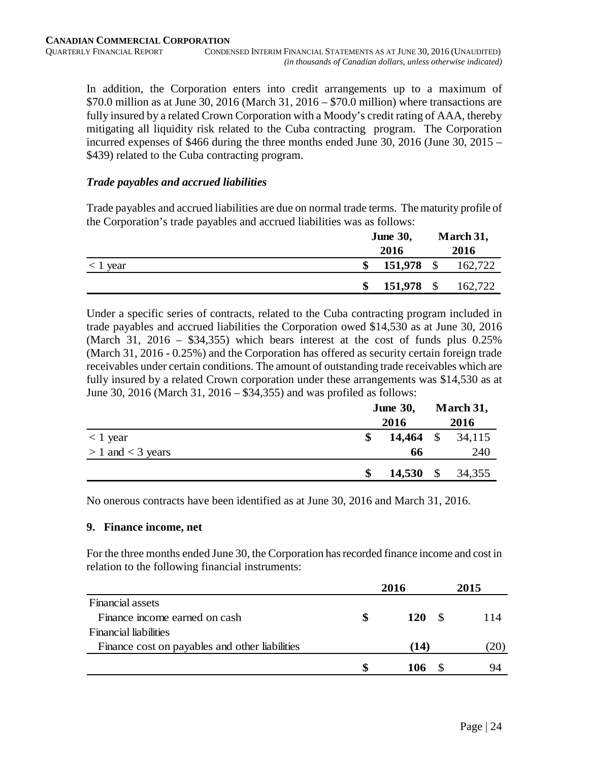In addition, the Corporation enters into credit arrangements up to a maximum of \$70.0 million as at June 30, 2016 (March 31, 2016 – \$70.0 million) where transactions are fully insured by a related Crown Corporation with a Moody's credit rating of AAA, thereby mitigating all liquidity risk related to the Cuba contracting program. The Corporation incurred expenses of \$466 during the three months ended June 30, 2016 (June 30, 2015 – \$439) related to the Cuba contracting program.

### *Trade payables and accrued liabilities*

Trade payables and accrued liabilities are due on normal trade terms. The maturity profile of the Corporation's trade payables and accrued liabilities was as follows:

| | **June 30, 2016** | March 31, 2016 |
|---|---|---|
| < 1 year | **\$ 151,978** | \$ 162,722 |
| | **\$ 151,978** | \$ 162,722 |

Under a specific series of contracts, related to the Cuba contracting program included in trade payables and accrued liabilities the Corporation owed \$14,530 as at June 30, 2016 (March 31, 2016 – \$34,355) which bears interest at the cost of funds plus 0.25% (March 31, 2016 - 0.25%) and the Corporation has offered as security certain foreign trade receivables under certain conditions. The amount of outstanding trade receivables which are fully insured by a related Crown corporation under these arrangements was \$14,530 as at June 30, 2016 (March 31, 2016 – \$34,355) and was profiled as follows:

| | **June 30, 2016** | March 31, 2016 |
|---|---|---|
| < 1 year | **\$ 14,464** | \$ 34,115 |
| > 1 and < 3 years | **66** | 240 |
| | **\$ 14,530** | \$ 34,355 |

No onerous contracts have been identified as at June 30, 2016 and March 31, 2016.

### 9. Finance income, net

For the three months ended June 30, the Corporation has recorded finance income and cost in relation to the following financial instruments:

| | **2016** | 2015 |
|---|---|---|
| Financial assets | | |
| Finance income earned on cash | **\$ 120** | \$ 114 |
| Financial liabilities | | |
| Finance cost on payables and other liabilities | **(14)** | (20) |
| | **\$ 106** | \$ 94 |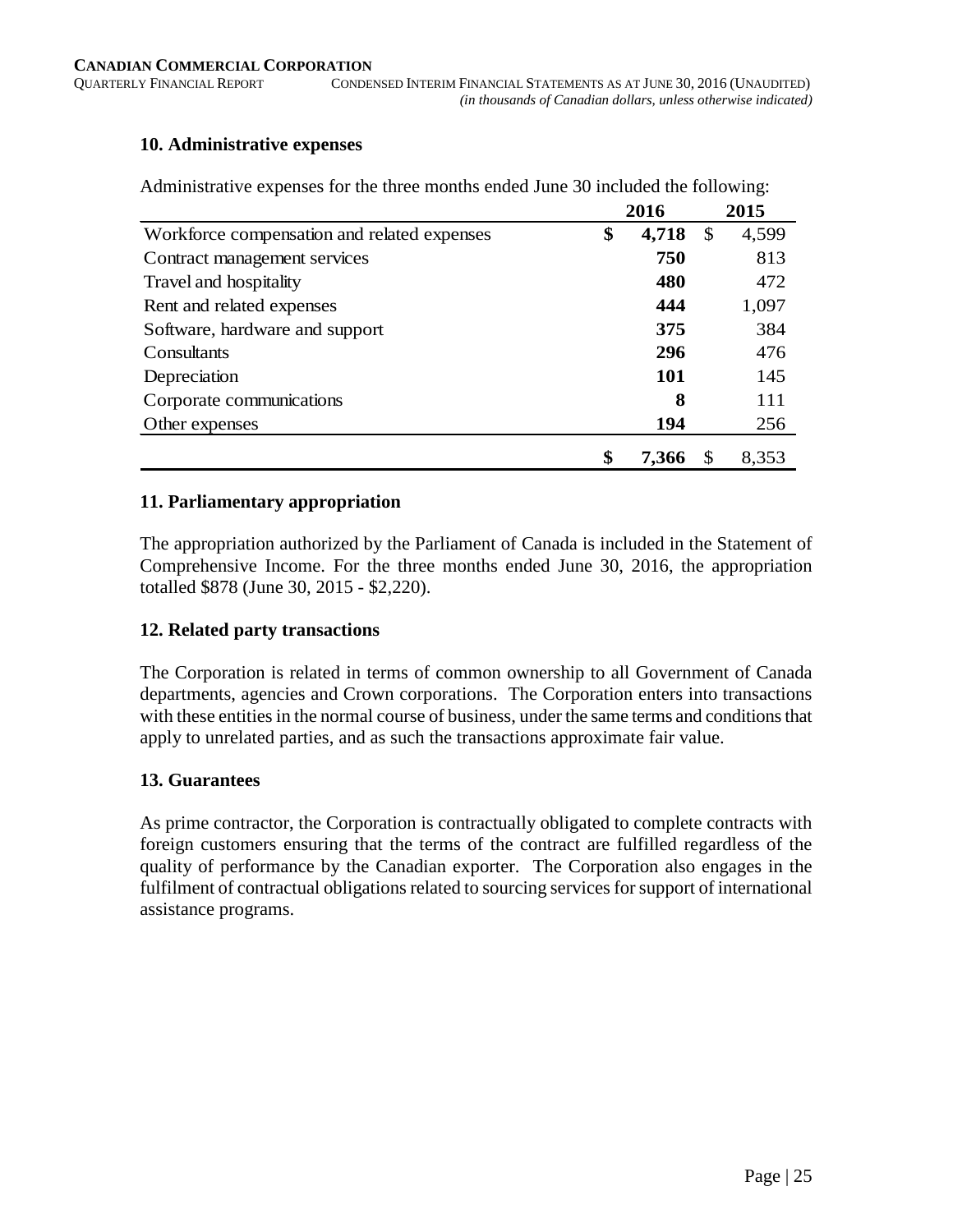## 10. Administrative expenses

Administrative expenses for the three months ended June 30 included the following:

| | 2016 | 2015 |
|---|---|---|
| Workforce compensation and related expenses | **$ 4,718** | $ 4,599 |
| Contract management services | **750** | 813 |
| Travel and hospitality | **480** | 472 |
| Rent and related expenses | **444** | 1,097 |
| Software, hardware and support | **375** | 384 |
| Consultants | **296** | 476 |
| Depreciation | **101** | 145 |
| Corporate communications | **8** | 111 |
| Other expenses | **194** | 256 |
| | **$ 7,366** | $ 8,353 |

## 11. Parliamentary appropriation

The appropriation authorized by the Parliament of Canada is included in the Statement of Comprehensive Income. For the three months ended June 30, 2016, the appropriation totalled $878 (June 30, 2015 - $2,220).

## 12. Related party transactions

The Corporation is related in terms of common ownership to all Government of Canada departments, agencies and Crown corporations. The Corporation enters into transactions with these entities in the normal course of business, under the same terms and conditions that apply to unrelated parties, and as such the transactions approximate fair value.

## 13. Guarantees

As prime contractor, the Corporation is contractually obligated to complete contracts with foreign customers ensuring that the terms of the contract are fulfilled regardless of the quality of performance by the Canadian exporter. The Corporation also engages in the fulfilment of contractual obligations related to sourcing services for support of international assistance programs.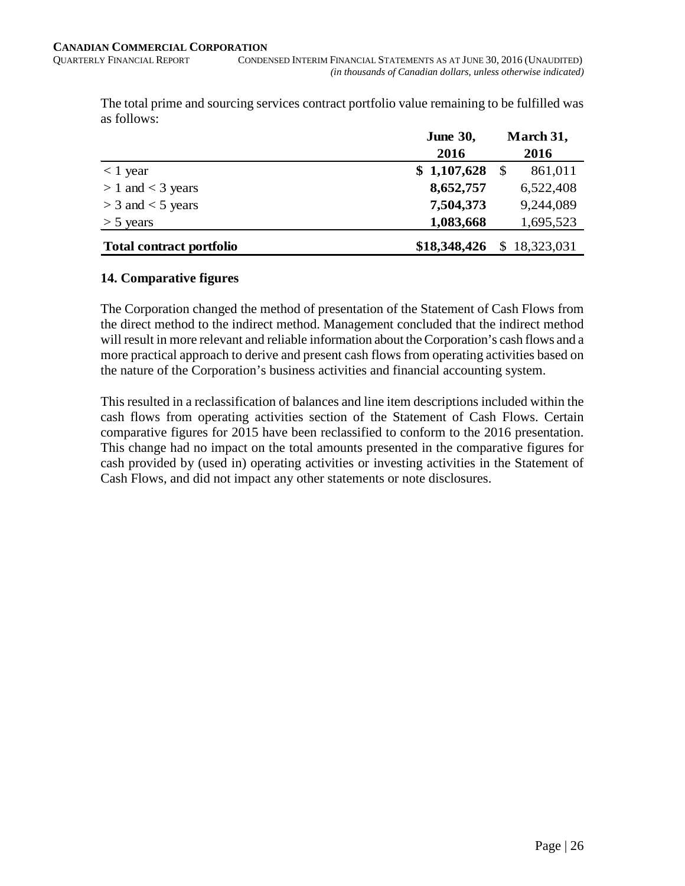The total prime and sourcing services contract portfolio value remaining to be fulfilled was as follows:

| | **June 30, 2016** | **March 31, 2016** |
|---|---|---|
| < 1 year | **$ 1,107,628** | $ 861,011 |
| > 1 and < 3 years | **8,652,757** | 6,522,408 |
| > 3 and < 5 years | **7,504,373** | 9,244,089 |
| > 5 years | **1,083,668** | 1,695,523 |
| **Total contract portfolio** | **$18,348,426** | $ 18,323,031 |

## 14. Comparative figures

The Corporation changed the method of presentation of the Statement of Cash Flows from the direct method to the indirect method. Management concluded that the indirect method will result in more relevant and reliable information about the Corporation's cash flows and a more practical approach to derive and present cash flows from operating activities based on the nature of the Corporation's business activities and financial accounting system.

This resulted in a reclassification of balances and line item descriptions included within the cash flows from operating activities section of the Statement of Cash Flows. Certain comparative figures for 2015 have been reclassified to conform to the 2016 presentation. This change had no impact on the total amounts presented in the comparative figures for cash provided by (used in) operating activities or investing activities in the Statement of Cash Flows, and did not impact any other statements or note disclosures.